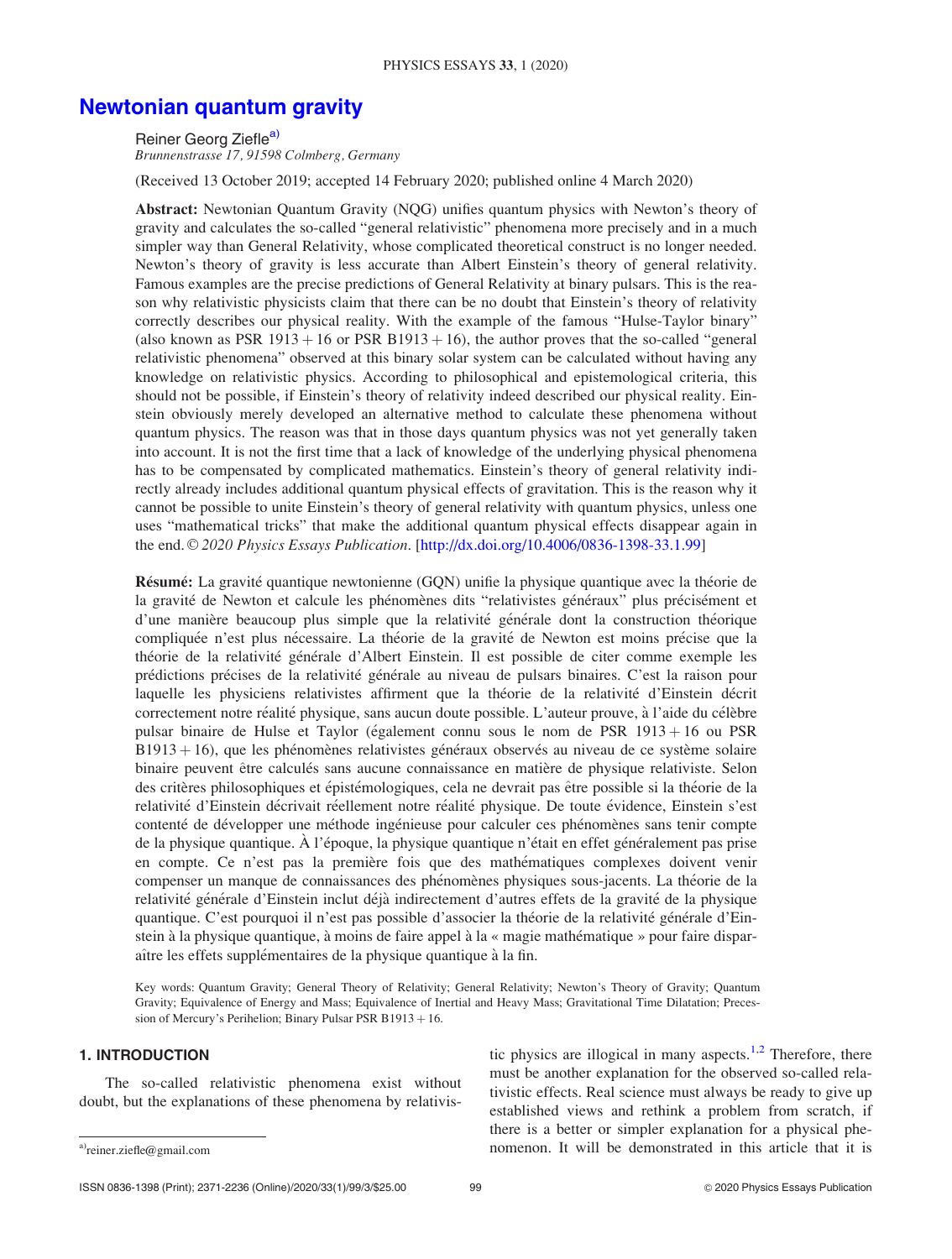# Newtonian quantum gravity

Reiner Georg Ziefle[a)]

*Brunnenstrasse 17, 91598 Colmberg, Germany*

(Received 13 October 2019; accepted 14 February 2020; published online 4 March 2020)

**Abstract:** Newtonian Quantum Gravity (NQG) unifies quantum physics with Newton's theory of gravity and calculates the so-called "general relativistic" phenomena more precisely and in a much simpler way than General Relativity, whose complicated theoretical construct is no longer needed. Newton's theory of gravity is less accurate than Albert Einstein's theory of general relativity. Famous examples are the precise predictions of General Relativity at binary pulsars. This is the reason why relativistic physicists claim that there can be no doubt that Einstein's theory of relativity correctly describes our physical reality. With the example of the famous "Hulse-Taylor binary" (also known as PSR 1913 + 16 or PSR B1913 + 16), the author proves that the so-called "general relativistic phenomena" observed at this binary solar system can be calculated without having any knowledge on relativistic physics. According to philosophical and epistemological criteria, this should not be possible, if Einstein's theory of relativity indeed described our physical reality. Einstein obviously merely developed an alternative method to calculate these phenomena without quantum physics. The reason was that in those days quantum physics was not yet generally taken into account. It is not the first time that a lack of knowledge of the underlying physical phenomena has to be compensated by complicated mathematics. Einstein's theory of general relativity indirectly already includes additional quantum physical effects of gravitation. This is the reason why it cannot be possible to unite Einstein's theory of general relativity with quantum physics, unless one uses "mathematical tricks" that make the additional quantum physical effects disappear again in the end. © *2020 Physics Essays Publication*. [http://dx.doi.org/10.4006/0836-1398-33.1.99]

**Résumé:** La gravité quantique newtonienne (GQN) unifie la physique quantique avec la théorie de la gravité de Newton et calcule les phénomènes dits "relativistes généraux" plus précisément et d'une manière beaucoup plus simple que la relativité générale dont la construction théorique compliquée n'est plus nécessaire. La théorie de la gravité de Newton est moins précise que la théorie de la relativité générale d'Albert Einstein. Il est possible de citer comme exemple les prédictions précises de la relativité générale au niveau de pulsars binaires. C'est la raison pour laquelle les physiciens relativistes affirment que la théorie de la relativité d'Einstein décrit correctement notre réalité physique, sans aucun doute possible. L'auteur prouve, à l'aide du célèbre pulsar binaire de Hulse et Taylor (également connu sous le nom de PSR 1913 + 16 ou PSR B1913 + 16), que les phénomènes relativistes généraux observés au niveau de ce système solaire binaire peuvent être calculés sans aucune connaissance en matière de physique relativiste. Selon des critères philosophiques et épistémologiques, cela ne devrait pas être possible si la théorie de la relativité d'Einstein décrivait réellement notre réalité physique. De toute évidence, Einstein s'est contenté de développer une méthode ingénieuse pour calculer ces phénomènes sans tenir compte de la physique quantique. À l'époque, la physique quantique n'était en effet généralement pas prise en compte. Ce n'est pas la première fois que des mathématiques complexes doivent venir compenser un manque de connaissances des phénomènes physiques sous-jacents. La théorie de la relativité générale d'Einstein inclut déjà indirectement d'autres effets de la gravité de la physique quantique. C'est pourquoi il n'est pas possible d'associer la théorie de la relativité générale d'Einstein à la physique quantique, à moins de faire appel à la « magie mathématique » pour faire disparaître les effets supplémentaires de la physique quantique à la fin.

Key words: Quantum Gravity; General Theory of Relativity; General Relativity; Newton's Theory of Gravity; Quantum Gravity; Equivalence of Energy and Mass; Equivalence of Inertial and Heavy Mass; Gravitational Time Dilatation; Precession of Mercury's Perihelion; Binary Pulsar PSR B1913 + 16.

## 1. INTRODUCTION

The so-called relativistic phenomena exist without doubt, but the explanations of these phenomena by relativistic physics are illogical in many aspects.[1,2] Therefore, there must be another explanation for the observed so-called relativistic effects. Real science must always be ready to give up established views and rethink a problem from scratch, if there is a better or simpler explanation for a physical phenomenon. It will be demonstrated in this article that it is

[a)]reiner.ziefle@gmail.com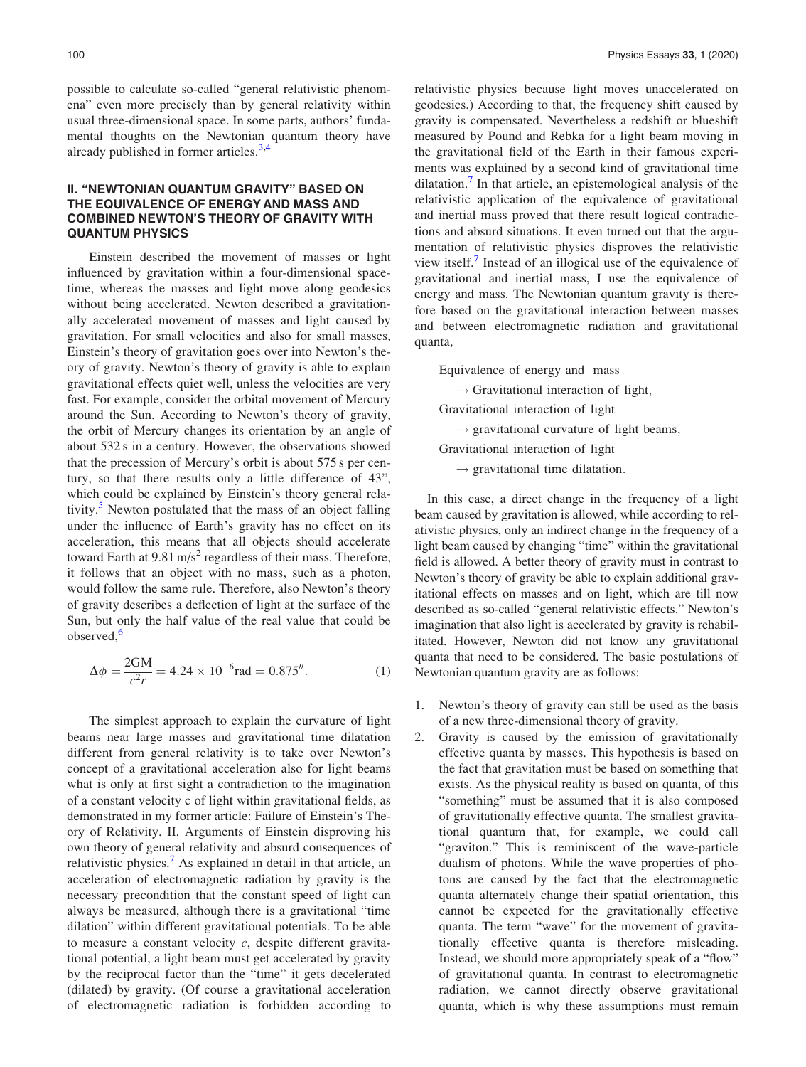possible to calculate so-called "general relativistic phenomena" even more precisely than by general relativity within usual three-dimensional space. In some parts, authors' fundamental thoughts on the Newtonian quantum theory have already published in former articles.[3,4]

## II. "NEWTONIAN QUANTUM GRAVITY" BASED ON THE EQUIVALENCE OF ENERGY AND MASS AND COMBINED NEWTON'S THEORY OF GRAVITY WITH QUANTUM PHYSICS

Einstein described the movement of masses or light influenced by gravitation within a four-dimensional spacetime, whereas the masses and light move along geodesics without being accelerated. Newton described a gravitationally accelerated movement of masses and light caused by gravitation. For small velocities and also for small masses, Einstein's theory of gravitation goes over into Newton's theory of gravity. Newton's theory of gravity is able to explain gravitational effects quiet well, unless the velocities are very fast. For example, consider the orbital movement of Mercury around the Sun. According to Newton's theory of gravity, the orbit of Mercury changes its orientation by an angle of about 532 s in a century. However, the observations showed that the precession of Mercury's orbit is about 575 s per century, so that there results only a little difference of 43", which could be explained by Einstein's theory general relativity.[5] Newton postulated that the mass of an object falling under the influence of Earth's gravity has no effect on its acceleration, this means that all objects should accelerate toward Earth at $9.81\,\text{m/s}^2$ regardless of their mass. Therefore, it follows that an object with no mass, such as a photon, would follow the same rule. Therefore, also Newton's theory of gravity describes a deflection of light at the surface of the Sun, but only the half value of the real value that could be observed,[6]

$$\Delta\phi = \frac{2\text{GM}}{c^2 r} = 4.24 \times 10^{-6}\text{rad} = 0.875''. \tag{1}$$

The simplest approach to explain the curvature of light beams near large masses and gravitational time dilatation different from general relativity is to take over Newton's concept of a gravitational acceleration also for light beams what is only at first sight a contradiction to the imagination of a constant velocity c of light within gravitational fields, as demonstrated in my former article: Failure of Einstein's Theory of Relativity. II. Arguments of Einstein disproving his own theory of general relativity and absurd consequences of relativistic physics.[7] As explained in detail in that article, an acceleration of electromagnetic radiation by gravity is the necessary precondition that the constant speed of light can always be measured, although there is a gravitational "time dilation" within different gravitational potentials. To be able to measure a constant velocity $c$, despite different gravitational potential, a light beam must get accelerated by gravity by the reciprocal factor than the "time" it gets decelerated (dilated) by gravity. (Of course a gravitational acceleration of electromagnetic radiation is forbidden according to relativistic physics because light moves unaccelerated on geodesics.) According to that, the frequency shift caused by gravity is compensated. Nevertheless a redshift or blueshift measured by Pound and Rebka for a light beam moving in the gravitational field of the Earth in their famous experiments was explained by a second kind of gravitational time dilatation.[7] In that article, an epistemological analysis of the relativistic application of the equivalence of gravitational and inertial mass proved that there result logical contradictions and absurd situations. It even turned out that the argumentation of relativistic physics disproves the relativistic view itself.[7] Instead of an illogical use of the equivalence of gravitational and inertial mass, I use the equivalence of energy and mass. The Newtonian quantum gravity is therefore based on the gravitational interaction between masses and between electromagnetic radiation and gravitational quanta,

Equivalence of energy and mass

$\rightarrow$ Gravitational interaction of light,

Gravitational interaction of light

$\rightarrow$ gravitational curvature of light beams,

Gravitational interaction of light

$\rightarrow$ gravitational time dilatation.

In this case, a direct change in the frequency of a light beam caused by gravitation is allowed, while according to relativistic physics, only an indirect change in the frequency of a light beam caused by changing "time" within the gravitational field is allowed. A better theory of gravity must in contrast to Newton's theory of gravity be able to explain additional gravitational effects on masses and on light, which are till now described as so-called "general relativistic effects." Newton's imagination that also light is accelerated by gravity is rehabilitated. However, Newton did not know any gravitational quanta that need to be considered. The basic postulations of Newtonian quantum gravity are as follows:

1. Newton's theory of gravity can still be used as the basis of a new three-dimensional theory of gravity.
2. Gravity is caused by the emission of gravitationally effective quanta by masses. This hypothesis is based on the fact that gravitation must be based on something that exists. As the physical reality is based on quanta, of this "something" must be assumed that it is also composed of gravitationally effective quanta. The smallest gravitational quantum that, for example, we could call "graviton." This is reminiscent of the wave-particle dualism of photons. While the wave properties of photons are caused by the fact that the electromagnetic quanta alternately change their spatial orientation, this cannot be expected for the gravitationally effective quanta. The term "wave" for the movement of gravitationally effective quanta is therefore misleading. Instead, we should more appropriately speak of a "flow" of gravitational quanta. In contrast to electromagnetic radiation, we cannot directly observe gravitational quanta, which is why these assumptions must remain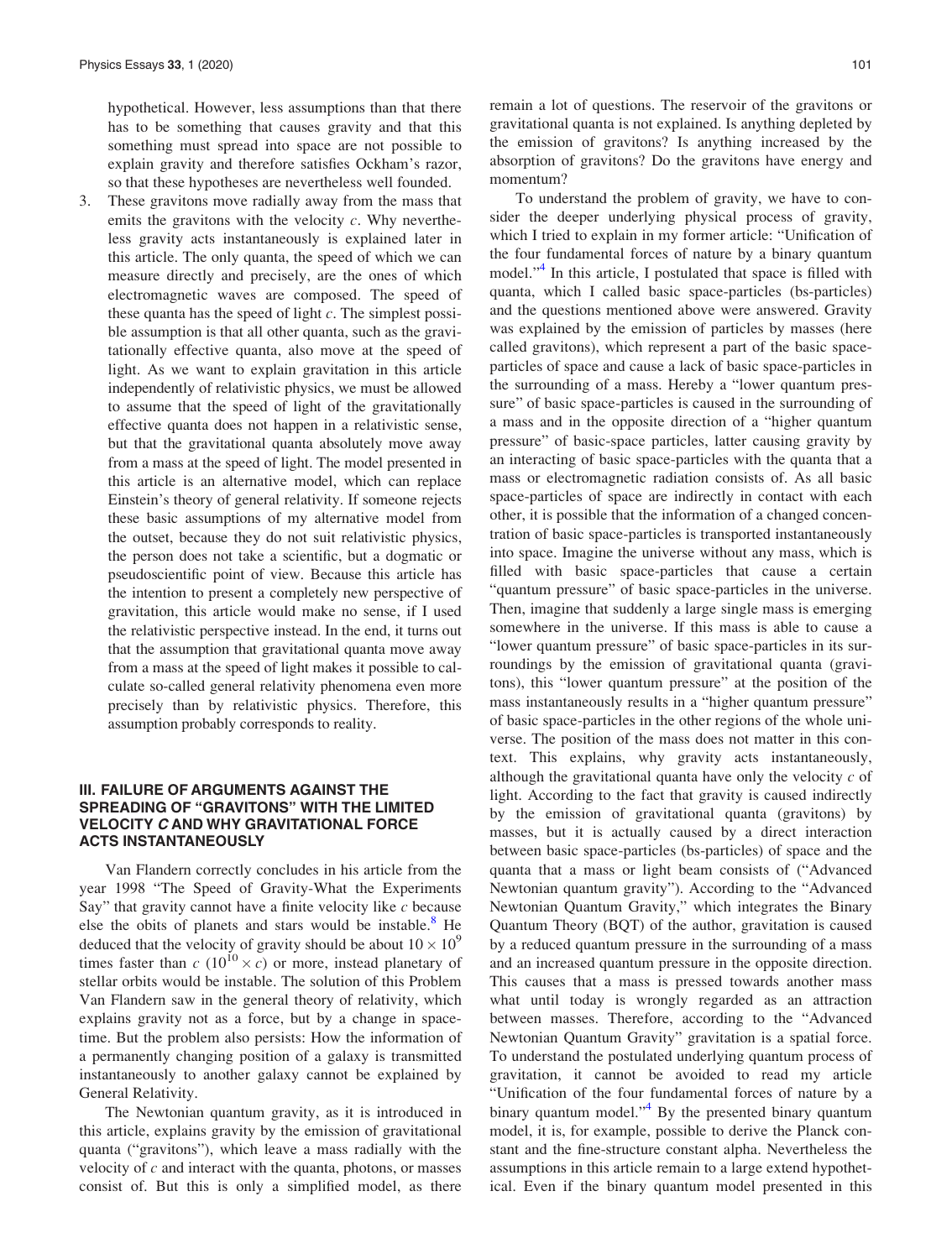hypothetical. However, less assumptions than that there has to be something that causes gravity and that this something must spread into space are not possible to explain gravity and therefore satisfies Ockham's razor, so that these hypotheses are nevertheless well founded.

3. These gravitons move radially away from the mass that emits the gravitons with the velocity $c$. Why nevertheless gravity acts instantaneously is explained later in this article. The only quanta, the speed of which we can measure directly and precisely, are the ones of which electromagnetic waves are composed. The speed of these quanta has the speed of light $c$. The simplest possible assumption is that all other quanta, such as the gravitationally effective quanta, also move at the speed of light. As we want to explain gravitation in this article independently of relativistic physics, we must be allowed to assume that the speed of light of the gravitationally effective quanta does not happen in a relativistic sense, but that the gravitational quanta absolutely move away from a mass at the speed of light. The model presented in this article is an alternative model, which can replace Einstein's theory of general relativity. If someone rejects these basic assumptions of my alternative model from the outset, because they do not suit relativistic physics, the person does not take a scientific, but a dogmatic or pseudoscientific point of view. Because this article has the intention to present a completely new perspective of gravitation, this article would make no sense, if I used the relativistic perspective instead. In the end, it turns out that the assumption that gravitational quanta move away from a mass at the speed of light makes it possible to calculate so-called general relativity phenomena even more precisely than by relativistic physics. Therefore, this assumption probably corresponds to reality.

## III. FAILURE OF ARGUMENTS AGAINST THE SPREADING OF "GRAVITONS" WITH THE LIMITED VELOCITY *C* AND WHY GRAVITATIONAL FORCE ACTS INSTANTANEOUSLY

Van Flandern correctly concludes in his article from the year 1998 "The Speed of Gravity-What the Experiments Say" that gravity cannot have a finite velocity like $c$ because else the obits of planets and stars would be instable.[8] He deduced that the velocity of gravity should be about $10 \times 10^{9}$ times faster than $c$ ($10^{10} \times c$) or more, instead planetary of stellar orbits would be instable. The solution of this Problem Van Flandern saw in the general theory of relativity, which explains gravity not as a force, but by a change in spacetime. But the problem also persists: How the information of a permanently changing position of a galaxy is transmitted instantaneously to another galaxy cannot be explained by General Relativity.

The Newtonian quantum gravity, as it is introduced in this article, explains gravity by the emission of gravitational quanta ("gravitons"), which leave a mass radially with the velocity of $c$ and interact with the quanta, photons, or masses consist of. But this is only a simplified model, as there remain a lot of questions. The reservoir of the gravitons or gravitational quanta is not explained. Is anything depleted by the emission of gravitons? Is anything increased by the absorption of gravitons? Do the gravitons have energy and momentum?

To understand the problem of gravity, we have to consider the deeper underlying physical process of gravity, which I tried to explain in my former article: "Unification of the four fundamental forces of nature by a binary quantum model."[4] In this article, I postulated that space is filled with quanta, which I called basic space-particles (bs-particles) and the questions mentioned above were answered. Gravity was explained by the emission of particles by masses (here called gravitons), which represent a part of the basic space-particles of space and cause a lack of basic space-particles in the surrounding of a mass. Hereby a "lower quantum pressure" of basic space-particles is caused in the surrounding of a mass and in the opposite direction of a "higher quantum pressure" of basic-space particles, latter causing gravity by an interacting of basic space-particles with the quanta that a mass or electromagnetic radiation consists of. As all basic space-particles of space are indirectly in contact with each other, it is possible that the information of a changed concentration of basic space-particles is transported instantaneously into space. Imagine the universe without any mass, which is filled with basic space-particles that cause a certain "quantum pressure" of basic space-particles in the universe. Then, imagine that suddenly a large single mass is emerging somewhere in the universe. If this mass is able to cause a "lower quantum pressure" of basic space-particles in its surroundings by the emission of gravitational quanta (gravitons), this "lower quantum pressure" at the position of the mass instantaneously results in a "higher quantum pressure" of basic space-particles in the other regions of the whole universe. The position of the mass does not matter in this context. This explains, why gravity acts instantaneously, although the gravitational quanta have only the velocity $c$ of light. According to the fact that gravity is caused indirectly by the emission of gravitational quanta (gravitons) by masses, but it is actually caused by a direct interaction between basic space-particles (bs-particles) of space and the quanta that a mass or light beam consists of ("Advanced Newtonian quantum gravity"). According to the "Advanced Newtonian Quantum Gravity," which integrates the Binary Quantum Theory (BQT) of the author, gravitation is caused by a reduced quantum pressure in the surrounding of a mass and an increased quantum pressure in the opposite direction. This causes that a mass is pressed towards another mass what until today is wrongly regarded as an attraction between masses. Therefore, according to the "Advanced Newtonian Quantum Gravity" gravitation is a spatial force. To understand the postulated underlying quantum process of gravitation, it cannot be avoided to read my article "Unification of the four fundamental forces of nature by a binary quantum model."[4] By the presented binary quantum model, it is, for example, possible to derive the Planck constant and the fine-structure constant alpha. Nevertheless the assumptions in this article remain to a large extend hypothetical. Even if the binary quantum model presented in this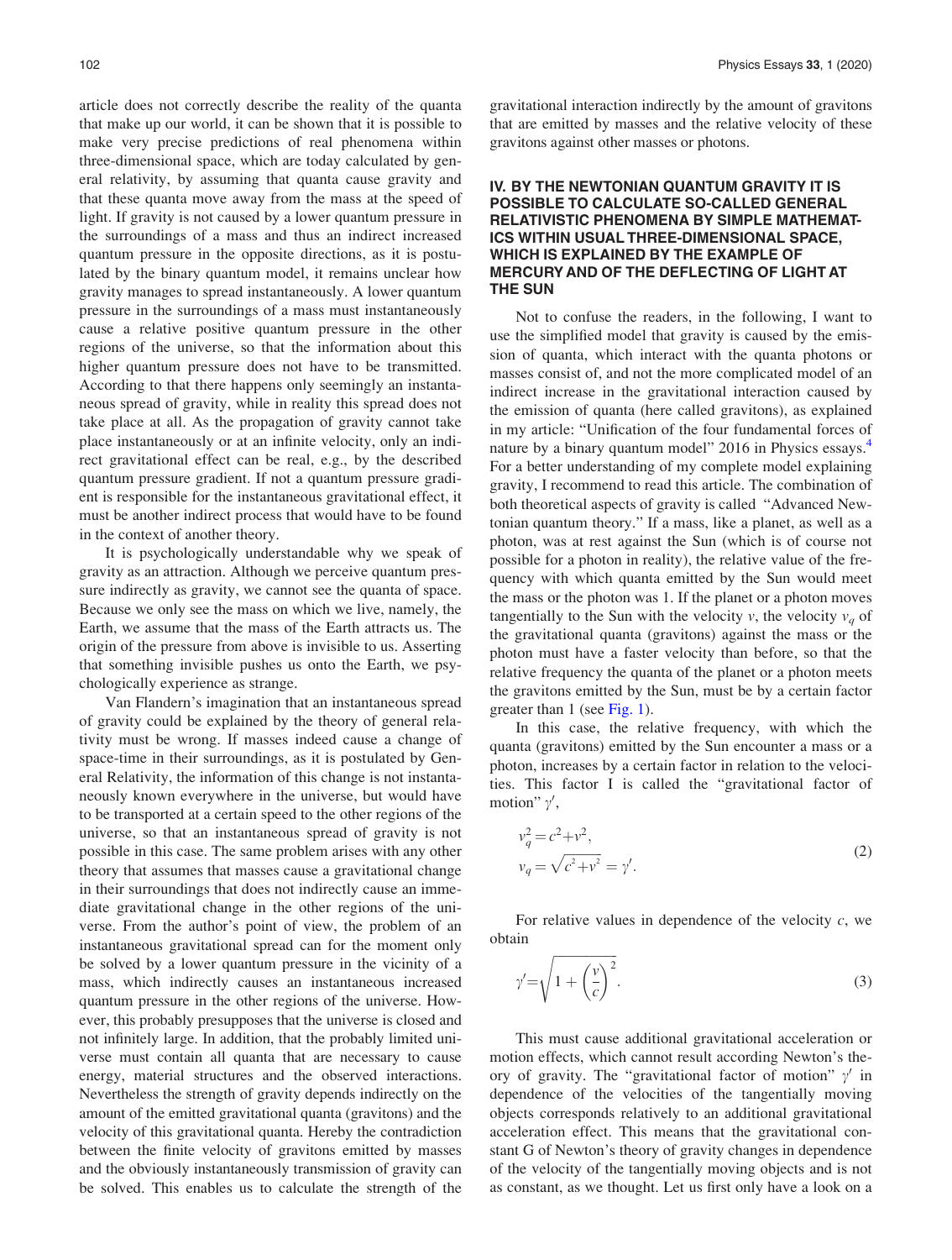article does not correctly describe the reality of the quanta that make up our world, it can be shown that it is possible to make very precise predictions of real phenomena within three-dimensional space, which are today calculated by general relativity, by assuming that quanta cause gravity and that these quanta move away from the mass at the speed of light. If gravity is not caused by a lower quantum pressure in the surroundings of a mass and thus an indirect increased quantum pressure in the opposite directions, as it is postulated by the binary quantum model, it remains unclear how gravity manages to spread instantaneously. A lower quantum pressure in the surroundings of a mass must instantaneously cause a relative positive quantum pressure in the other regions of the universe, so that the information about this higher quantum pressure does not have to be transmitted. According to that there happens only seemingly an instantaneous spread of gravity, while in reality this spread does not take place at all. As the propagation of gravity cannot take place instantaneously or at an infinite velocity, only an indirect gravitational effect can be real, e.g., by the described quantum pressure gradient. If not a quantum pressure gradient is responsible for the instantaneous gravitational effect, it must be another indirect process that would have to be found in the context of another theory.

It is psychologically understandable why we speak of gravity as an attraction. Although we perceive quantum pressure indirectly as gravity, we cannot see the quanta of space. Because we only see the mass on which we live, namely, the Earth, we assume that the mass of the Earth attracts us. The origin of the pressure from above is invisible to us. Asserting that something invisible pushes us onto the Earth, we psychologically experience as strange.

Van Flandern's imagination that an instantaneous spread of gravity could be explained by the theory of general relativity must be wrong. If masses indeed cause a change of space-time in their surroundings, as it is postulated by General Relativity, the information of this change is not instantaneously known everywhere in the universe, but would have to be transported at a certain speed to the other regions of the universe, so that an instantaneous spread of gravity is not possible in this case. The same problem arises with any other theory that assumes that masses cause a gravitational change in their surroundings that does not indirectly cause an immediate gravitational change in the other regions of the universe. From the author's point of view, the problem of an instantaneous gravitational spread can for the moment only be solved by a lower quantum pressure in the vicinity of a mass, which indirectly causes an instantaneous increased quantum pressure in the other regions of the universe. However, this probably presupposes that the universe is closed and not infinitely large. In addition, that the probably limited universe must contain all quanta that are necessary to cause energy, material structures and the observed interactions. Nevertheless the strength of gravity depends indirectly on the amount of the emitted gravitational quanta (gravitons) and the velocity of this gravitational quanta. Hereby the contradiction between the finite velocity of gravitons emitted by masses and the obviously instantaneously transmission of gravity can be solved. This enables us to calculate the strength of the gravitational interaction indirectly by the amount of gravitons that are emitted by masses and the relative velocity of these gravitons against other masses or photons.

## IV. BY THE NEWTONIAN QUANTUM GRAVITY IT IS POSSIBLE TO CALCULATE SO-CALLED GENERAL RELATIVISTIC PHENOMENA BY SIMPLE MATHEMATICS WITHIN USUAL THREE-DIMENSIONAL SPACE, WHICH IS EXPLAINED BY THE EXAMPLE OF MERCURY AND OF THE DEFLECTING OF LIGHT AT THE SUN

Not to confuse the readers, in the following, I want to use the simplified model that gravity is caused by the emission of quanta, which interact with the quanta photons or masses consist of, and not the more complicated model of an indirect increase in the gravitational interaction caused by the emission of quanta (here called gravitons), as explained in my article: "Unification of the four fundamental forces of nature by a binary quantum model" 2016 in Physics essays.[4] For a better understanding of my complete model explaining gravity, I recommend to read this article. The combination of both theoretical aspects of gravity is called "Advanced Newtonian quantum theory." If a mass, like a planet, as well as a photon, was at rest against the Sun (which is of course not possible for a photon in reality), the relative value of the frequency with which quanta emitted by the Sun would meet the mass or the photon was 1. If the planet or a photon moves tangentially to the Sun with the velocity $v$, the velocity $v_q$ of the gravitational quanta (gravitons) against the mass or the photon must have a faster velocity than before, so that the relative frequency the quanta of the planet or a photon meets the gravitons emitted by the Sun, must be by a certain factor greater than 1 (see Fig. 1).

In this case, the relative frequency, with which the quanta (gravitons) emitted by the Sun encounter a mass or a photon, increases by a certain factor in relation to the velocities. This factor I is called the "gravitational factor of motion" $\gamma'$,

$$
\begin{aligned}
v_q^2 &= c^2 + v^2, \\
v_q &= \sqrt{c^2 + v^2} = \gamma'.
\end{aligned}
\tag{2}
$$

For relative values in dependence of the velocity $c$, we obtain

$$
\gamma' = \sqrt{1 + \left(\frac{v}{c}\right)^2}. \tag{3}
$$

This must cause additional gravitational acceleration or motion effects, which cannot result according Newton's theory of gravity. The "gravitational factor of motion" $\gamma'$ in dependence of the velocities of the tangentially moving objects corresponds relatively to an additional gravitational acceleration effect. This means that the gravitational constant G of Newton's theory of gravity changes in dependence of the velocity of the tangentially moving objects and is not as constant, as we thought. Let us first only have a look on a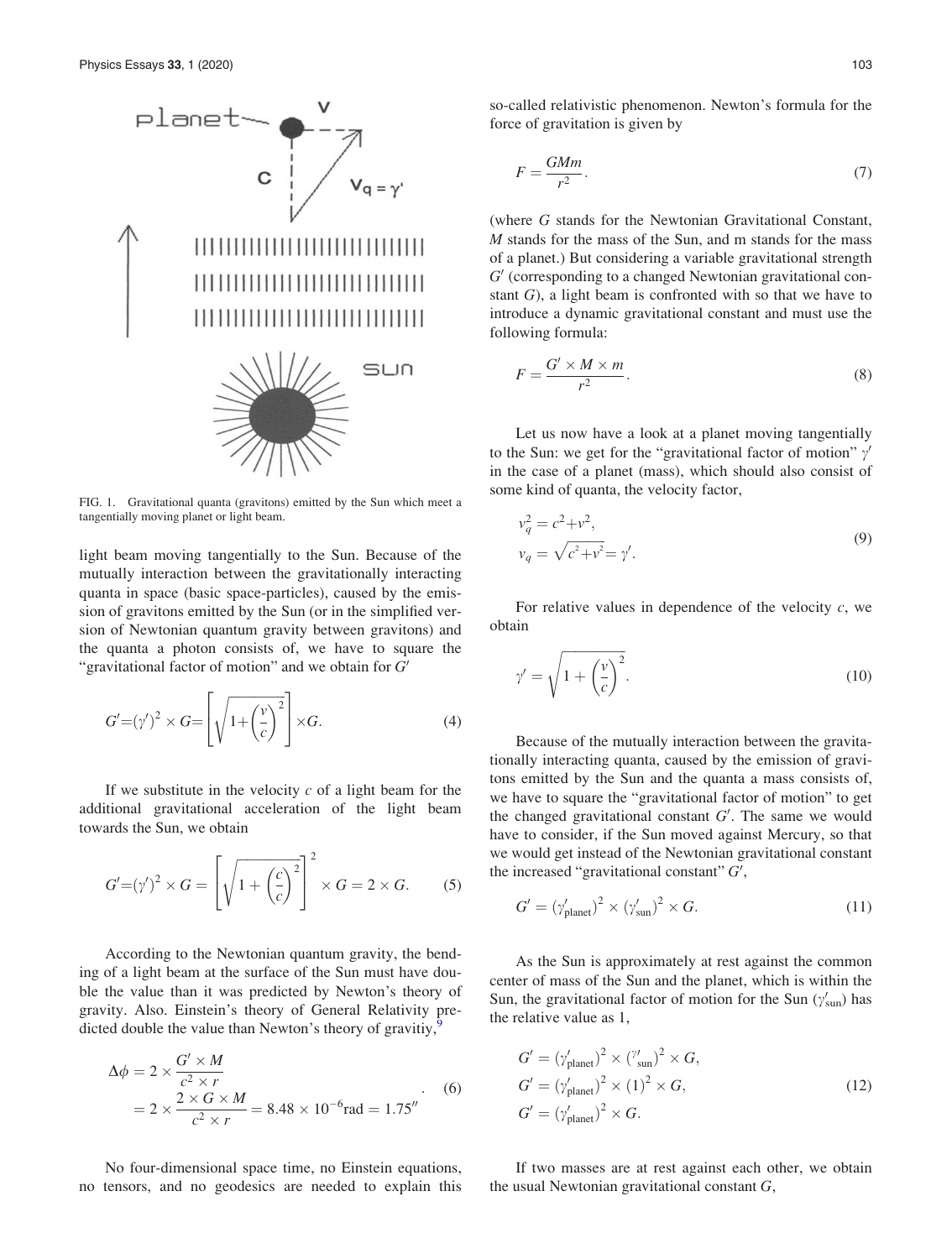FIG. 1. Gravitational quanta (gravitons) emitted by the Sun which meet a tangentially moving planet or light beam.

light beam moving tangentially to the Sun. Because of the mutually interaction between the gravitationally interacting quanta in space (basic space-particles), caused by the emission of gravitons emitted by the Sun (or in the simplified version of Newtonian quantum gravity between gravitons) and the quanta a photon consists of, we have to square the "gravitational factor of motion" and we obtain for $G'$

$$G' = (\gamma')^2 \times G = \left[\sqrt{1 + \left(\frac{v}{c}\right)^2}\right] \times G. \quad (4)$$

If we substitute in the velocity $c$ of a light beam for the additional gravitational acceleration of the light beam towards the Sun, we obtain

$$G' = (\gamma')^2 \times G = \left[\sqrt{1 + \left(\frac{c}{c}\right)^2}\right]^2 \times G = 2 \times G. \quad (5)$$

According to the Newtonian quantum gravity, the bending of a light beam at the surface of the Sun must have double the value than it was predicted by Newton's theory of gravity. Also. Einstein's theory of General Relativity predicted double the value than Newton's theory of gravitiy,[9]

$$\Delta\phi = 2 \times \frac{G' \times M}{c^2 \times r} = 2 \times \frac{2 \times G \times M}{c^2 \times r} = 8.48 \times 10^{-6}\text{rad} = 1.75''. \quad (6)$$

No four-dimensional space time, no Einstein equations, no tensors, and no geodesics are needed to explain this so-called relativistic phenomenon. Newton's formula for the force of gravitation is given by

$$F = \frac{GMm}{r^2}. \quad (7)$$

(where $G$ stands for the Newtonian Gravitational Constant, $M$ stands for the mass of the Sun, and m stands for the mass of a planet.) But considering a variable gravitational strength $G'$ (corresponding to a changed Newtonian gravitational constant $G$), a light beam is confronted with so that we have to introduce a dynamic gravitational constant and must use the following formula:

$$F = \frac{G' \times M \times m}{r^2}. \quad (8)$$

Let us now have a look at a planet moving tangentially to the Sun: we get for the "gravitational factor of motion" $\gamma'$ in the case of a planet (mass), which should also consist of some kind of quanta, the velocity factor,

$$v_q^2 = c^2 + v^2,$$
$$v_q = \sqrt{c^2 + v^2} = \gamma'. \quad (9)$$

For relative values in dependence of the velocity $c$, we obtain

$$\gamma' = \sqrt{1 + \left(\frac{v}{c}\right)^2}. \quad (10)$$

Because of the mutually interaction between the gravitationally interacting quanta, caused by the emission of gravitons emitted by the Sun and the quanta a mass consists of, we have to square the "gravitational factor of motion" to get the changed gravitational constant $G'$. The same we would have to consider, if the Sun moved against Mercury, so that we would get instead of the Newtonian gravitational constant the increased "gravitational constant" $G'$,

$$G' = (\gamma'_{\text{planet}})^2 \times (\gamma'_{\text{sun}})^2 \times G. \quad (11)$$

As the Sun is approximately at rest against the common center of mass of the Sun and the planet, which is within the Sun, the gravitational factor of motion for the Sun ($\gamma'_{\text{sun}}$) has the relative value as 1,

$$G' = (\gamma'_{\text{planet}})^2 \times (\gamma'_{\text{sun}})^2 \times G,$$
$$G' = (\gamma'_{\text{planet}})^2 \times (1)^2 \times G, \quad (12)$$
$$G' = (\gamma'_{\text{planet}})^2 \times G.$$

If two masses are at rest against each other, we obtain the usual Newtonian gravitational constant $G$,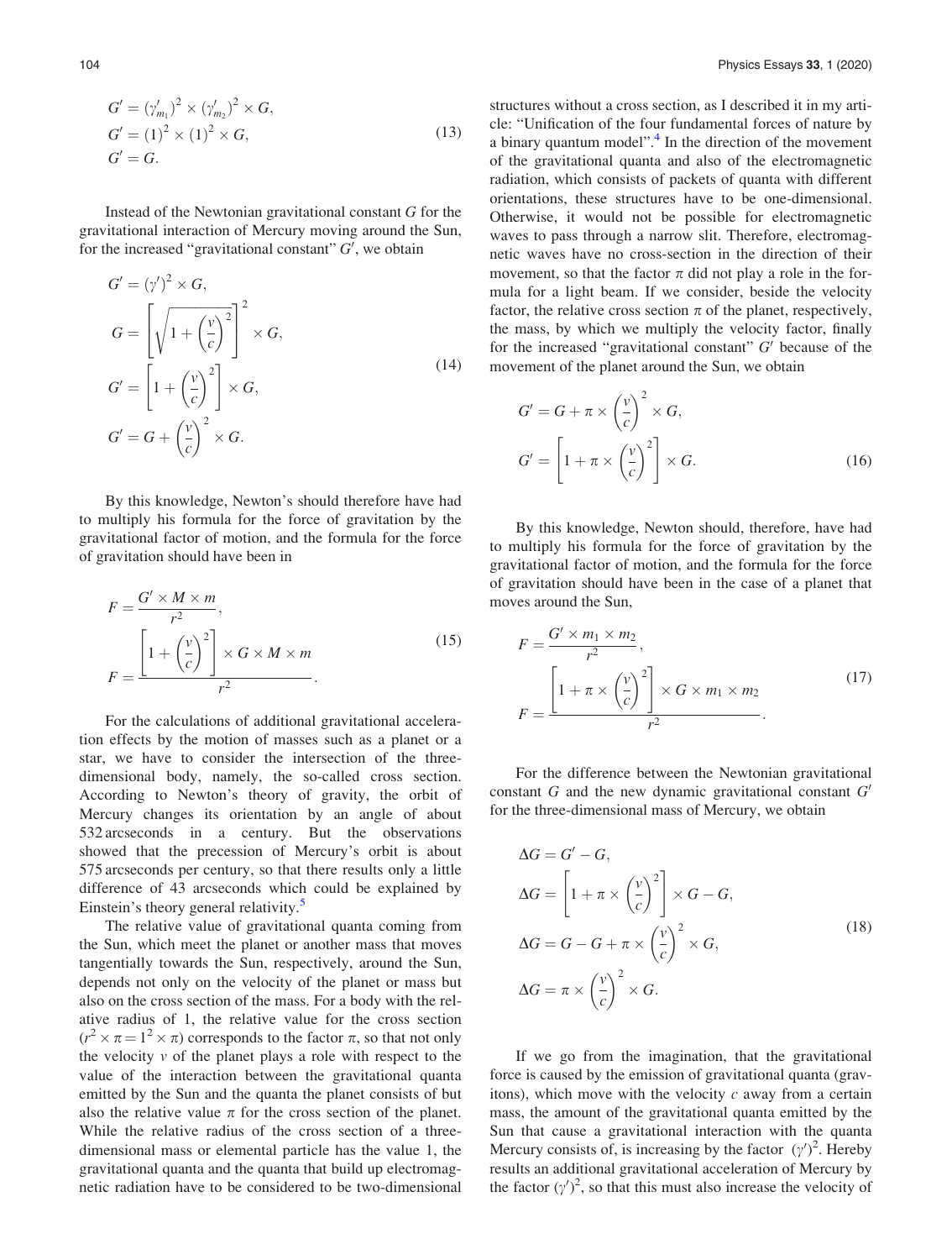$$
\begin{aligned}
G' &= (\gamma'_{m_1})^2 \times (\gamma'_{m_2})^2 \times G, \\
G' &= (1)^2 \times (1)^2 \times G, \\
G' &= G.
\end{aligned}
\tag{13}
$$

Instead of the Newtonian gravitational constant $G$ for the gravitational interaction of Mercury moving around the Sun, for the increased "gravitational constant" $G'$, we obtain

$$
\begin{aligned}
G' &= (\gamma')^2 \times G, \\
G &= \left[\sqrt{1 + \left(\frac{v}{c}\right)^2}\right]^2 \times G, \\
G' &= \left[1 + \left(\frac{v}{c}\right)^2\right] \times G, \\
G' &= G + \left(\frac{v}{c}\right)^2 \times G.
\end{aligned}
\tag{14}
$$

By this knowledge, Newton's should therefore have had to multiply his formula for the force of gravitation by the gravitational factor of motion, and the formula for the force of gravitation should have been in

$$
\begin{aligned}
F &= \frac{G' \times M \times m}{r^2}, \\
F &= \frac{\left[1 + \left(\frac{v}{c}\right)^2\right] \times G \times M \times m}{r^2}.
\end{aligned}
\tag{15}
$$

For the calculations of additional gravitational acceleration effects by the motion of masses such as a planet or a star, we have to consider the intersection of the three-dimensional body, namely, the so-called cross section. According to Newton's theory of gravity, the orbit of Mercury changes its orientation by an angle of about 532 arcseconds in a century. But the observations showed that the precession of Mercury's orbit is about 575 arcseconds per century, so that there results only a little difference of 43 arcseconds which could be explained by Einstein's theory general relativity.[5]

The relative value of gravitational quanta coming from the Sun, which meet the planet or another mass that moves tangentially towards the Sun, respectively, around the Sun, depends not only on the velocity of the planet or mass but also on the cross section of the mass. For a body with the relative radius of 1, the relative value for the cross section ($r^2 \times \pi = 1^2 \times \pi$) corresponds to the factor $\pi$, so that not only the velocity $v$ of the planet plays a role with respect to the value of the interaction between the gravitational quanta emitted by the Sun and the quanta the planet consists of but also the relative value $\pi$ for the cross section of the planet. While the relative radius of the cross section of a three-dimensional mass or elemental particle has the value 1, the gravitational quanta and the quanta that build up electromagnetic radiation have to be considered to be two-dimensional structures without a cross section, as I described it in my article: "Unification of the four fundamental forces of nature by a binary quantum model".[4] In the direction of the movement of the gravitational quanta and also of the electromagnetic radiation, which consists of packets of quanta with different orientations, these structures have to be one-dimensional. Otherwise, it would not be possible for electromagnetic waves to pass through a narrow slit. Therefore, electromagnetic waves have no cross-section in the direction of their movement, so that the factor $\pi$ did not play a role in the formula for a light beam. If we consider, beside the velocity factor, the relative cross section $\pi$ of the planet, respectively, the mass, by which we multiply the velocity factor, finally for the increased "gravitational constant" $G'$ because of the movement of the planet around the Sun, we obtain

$$
\begin{aligned}
G' &= G + \pi \times \left(\frac{v}{c}\right)^2 \times G, \\
G' &= \left[1 + \pi \times \left(\frac{v}{c}\right)^2\right] \times G.
\end{aligned}
\tag{16}
$$

By this knowledge, Newton should, therefore, have had to multiply his formula for the force of gravitation by the gravitational factor of motion, and the formula for the force of gravitation should have been in the case of a planet that moves around the Sun,

$$
\begin{aligned}
F &= \frac{G' \times m_1 \times m_2}{r^2}, \\
F &= \frac{\left[1 + \pi \times \left(\frac{v}{c}\right)^2\right] \times G \times m_1 \times m_2}{r^2}.
\end{aligned}
\tag{17}
$$

For the difference between the Newtonian gravitational constant $G$ and the new dynamic gravitational constant $G'$ for the three-dimensional mass of Mercury, we obtain

$$
\begin{aligned}
\Delta G &= G' - G, \\
\Delta G &= \left[1 + \pi \times \left(\frac{v}{c}\right)^2\right] \times G - G, \\
\Delta G &= G - G + \pi \times \left(\frac{v}{c}\right)^2 \times G, \\
\Delta G &= \pi \times \left(\frac{v}{c}\right)^2 \times G.
\end{aligned}
\tag{18}
$$

If we go from the imagination, that the gravitational force is caused by the emission of gravitational quanta (gravitons), which move with the velocity $c$ away from a certain mass, the amount of the gravitational quanta emitted by the Sun that cause a gravitational interaction with the quanta Mercury consists of, is increasing by the factor $(\gamma')^2$. Hereby results an additional gravitational acceleration of Mercury by the factor $(\gamma')^2$, so that this must also increase the velocity of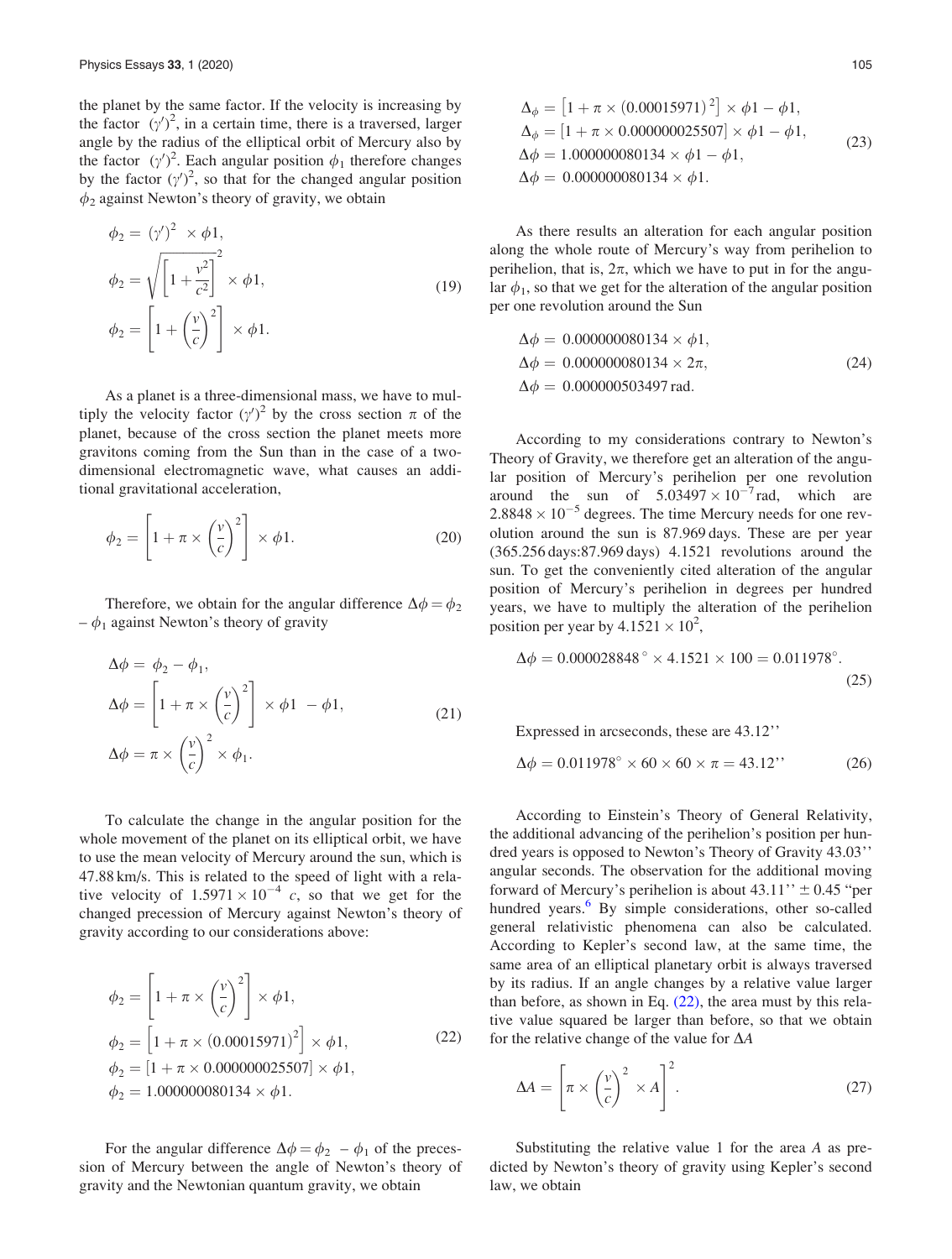the planet by the same factor. If the velocity is increasing by the factor $(\gamma')^2$, in a certain time, there is a traversed, larger angle by the radius of the elliptical orbit of Mercury also by the factor $(\gamma')^2$. Each angular position $\phi_1$ therefore changes by the factor $(\gamma')^2$, so that for the changed angular position $\phi_2$ against Newton's theory of gravity, we obtain

$$
\begin{aligned}
\phi_2 &= (\gamma')^2 \times \phi 1, \\
\phi_2 &= \sqrt{\left[1+\frac{v^2}{c^2}\right]^2} \times \phi 1, \\
\phi_2 &= \left[1+\left(\frac{v}{c}\right)^2\right] \times \phi 1.
\end{aligned}
\tag{19}
$$

As a planet is a three-dimensional mass, we have to multiply the velocity factor $(\gamma')^2$ by the cross section $\pi$ of the planet, because of the cross section the planet meets more gravitons coming from the Sun than in the case of a two-dimensional electromagnetic wave, what causes an additional gravitational acceleration,

$$
\phi_2 = \left[1+\pi \times \left(\frac{v}{c}\right)^2\right] \times \phi 1. \tag{20}
$$

Therefore, we obtain for the angular difference $\Delta\phi = \phi_2 - \phi_1$ against Newton's theory of gravity

$$
\begin{aligned}
\Delta\phi &= \phi_2 - \phi_1, \\
\Delta\phi &= \left[1+\pi \times \left(\frac{v}{c}\right)^2\right] \times \phi 1 \ - \phi 1, \\
\Delta\phi &= \pi \times \left(\frac{v}{c}\right)^2 \times \phi_1.
\end{aligned}
\tag{21}
$$

To calculate the change in the angular position for the whole movement of the planet on its elliptical orbit, we have to use the mean velocity of Mercury around the sun, which is 47.88 km/s. This is related to the speed of light with a relative velocity of $1.5971 \times 10^{-4}$ $c$, so that we get for the changed precession of Mercury against Newton's theory of gravity according to our considerations above:

$$
\begin{aligned}
\phi_2 &= \left[1+\pi \times \left(\frac{v}{c}\right)^2\right] \times \phi 1, \\
\phi_2 &= \left[1+\pi \times (0.00015971)^2\right] \times \phi 1, \\
\phi_2 &= [1+\pi \times 0.000000025507] \times \phi 1, \\
\phi_2 &= 1.000000080134 \times \phi 1.
\end{aligned}
\tag{22}
$$

For the angular difference $\Delta\phi = \phi_2 \ - \phi_1$ of the precession of Mercury between the angle of Newton's theory of gravity and the Newtonian quantum gravity, we obtain

$$
\begin{aligned}
\Delta_\phi &= \left[1+\pi \times (0.00015971)^2\right] \times \phi 1 - \phi 1, \\
\Delta_\phi &= [1+\pi \times 0.000000025507] \times \phi 1 - \phi 1, \\
\Delta\phi &= 1.000000080134 \times \phi 1 - \phi 1, \\
\Delta\phi &= 0.000000080134 \times \phi 1.
\end{aligned}
\tag{23}
$$

As there results an alteration for each angular position along the whole route of Mercury's way from perihelion to perihelion, that is, $2\pi$, which we have to put in for the angular $\phi_1$, so that we get for the alteration of the angular position per one revolution around the Sun

$$
\begin{aligned}
\Delta\phi &= 0.000000080134 \times \phi 1, \\
\Delta\phi &= 0.000000080134 \times 2\pi, \\
\Delta\phi &= 0.000000503497\,\text{rad}.
\end{aligned}
\tag{24}
$$

According to my considerations contrary to Newton's Theory of Gravity, we therefore get an alteration of the angular position of Mercury's perihelion per one revolution around the sun of $5.03497 \times 10^{-7}$ rad, which are $2.8848 \times 10^{-5}$ degrees. The time Mercury needs for one revolution around the sun is 87.969 days. These are per year (365.256 days:87.969 days) 4.1521 revolutions around the sun. To get the conveniently cited alteration of the angular position of Mercury's perihelion in degrees per hundred years, we have to multiply the alteration of the perihelion position per year by $4.1521 \times 10^2$,

$$
\Delta\phi = 0.000028848^\circ \times 4.1521 \times 100 = 0.011978^\circ. \tag{25}
$$

Expressed in arcseconds, these are 43.12''

$$
\Delta\phi = 0.011978^\circ \times 60 \times 60 \times \pi = 43.12'' \tag{26}
$$

According to Einstein's Theory of General Relativity, the additional advancing of the perihelion's position per hundred years is opposed to Newton's Theory of Gravity 43.03'' angular seconds. The observation for the additional moving forward of Mercury's perihelion is about 43.11'' ± 0.45 "per hundred years.[6] By simple considerations, other so-called general relativistic phenomena can also be calculated. According to Kepler's second law, at the same time, the same area of an elliptical planetary orbit is always traversed by its radius. If an angle changes by a relative value larger than before, as shown in Eq. (22), the area must by this relative value squared be larger than before, so that we obtain for the relative change of the value for $\Delta A$

$$
\Delta A = \left[\pi \times \left(\frac{v}{c}\right)^2 \times A\right]^2. \tag{27}
$$

Substituting the relative value 1 for the area $A$ as predicted by Newton's theory of gravity using Kepler's second law, we obtain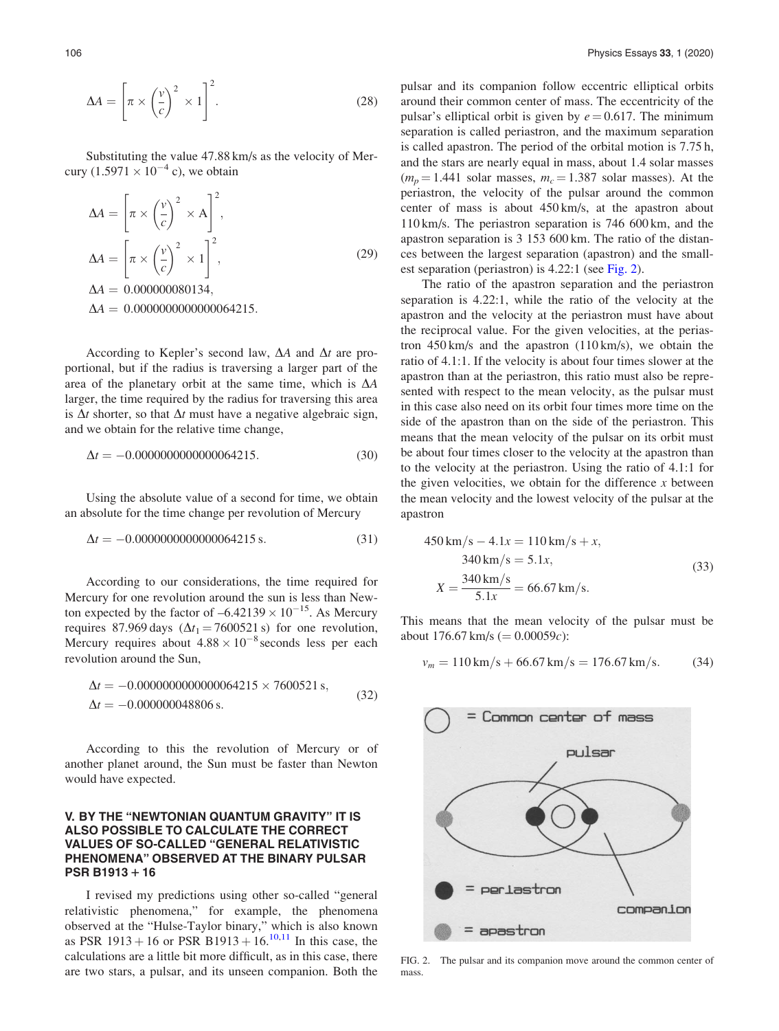$$\Delta A = \left[\pi \times \left(\frac{v}{c}\right)^2 \times 1\right]^2. \tag{28}$$

Substituting the value 47.88 km/s as the velocity of Mercury ($1.5971 \times 10^{-4}$ c), we obtain

$$\begin{aligned}
\Delta A &= \left[\pi \times \left(\frac{v}{c}\right)^2 \times \mathrm{A}\right]^2, \\
\Delta A &= \left[\pi \times \left(\frac{v}{c}\right)^2 \times 1\right]^2, \\
\Delta A &= 0.000000080134, \\
\Delta A &= 0.0000000000000064215.
\end{aligned} \tag{29}$$

According to Kepler's second law, $\Delta A$ and $\Delta t$ are proportional, but if the radius is traversing a larger part of the area of the planetary orbit at the same time, which is $\Delta A$ larger, the time required by the radius for traversing this area is $\Delta t$ shorter, so that $\Delta t$ must have a negative algebraic sign, and we obtain for the relative time change,

$$\Delta t = -0.0000000000000064215. \tag{30}$$

Using the absolute value of a second for time, we obtain an absolute for the time change per revolution of Mercury

$$\Delta t = -0.0000000000000064215\,\mathrm{s}. \tag{31}$$

According to our considerations, the time required for Mercury for one revolution around the sun is less than Newton expected by the factor of $-6.42139 \times 10^{-15}$. As Mercury requires 87.969 days ($\Delta t_1 = 7600521$ s) for one revolution, Mercury requires about $4.88 \times 10^{-8}$ seconds less per each revolution around the Sun,

$$\begin{aligned}
\Delta t &= -0.0000000000000064215 \times 7600521\,\mathrm{s}, \\
\Delta t &= -0.000000048806\,\mathrm{s}.
\end{aligned} \tag{32}$$

According to this the revolution of Mercury or of another planet around, the Sun must be faster than Newton would have expected.

## V. BY THE "NEWTONIAN QUANTUM GRAVITY" IT IS ALSO POSSIBLE TO CALCULATE THE CORRECT VALUES OF SO-CALLED "GENERAL RELATIVISTIC PHENOMENA" OBSERVED AT THE BINARY PULSAR PSR B1913 + 16

I revised my predictions using other so-called "general relativistic phenomena," for example, the phenomena observed at the "Hulse-Taylor binary," which is also known as PSR 1913 + 16 or PSR B1913 + 16.[10,11] In this case, the calculations are a little bit more difficult, as in this case, there are two stars, a pulsar, and its unseen companion. Both the pulsar and its companion follow eccentric elliptical orbits around their common center of mass. The eccentricity of the pulsar's elliptical orbit is given by $e = 0.617$. The minimum separation is called periastron, and the maximum separation is called apastron. The period of the orbital motion is 7.75 h, and the stars are nearly equal in mass, about 1.4 solar masses ($m_p = 1.441$ solar masses, $m_c = 1.387$ solar masses). At the periastron, the velocity of the pulsar around the common center of mass is about 450 km/s, at the apastron about 110 km/s. The periastron separation is 746 600 km, and the apastron separation is 3 153 600 km. The ratio of the distances between the largest separation (apastron) and the smallest separation (periastron) is 4.22:1 (see Fig. 2).

The ratio of the apastron separation and the periastron separation is 4.22:1, while the ratio of the velocity at the apastron and the velocity at the periastron must have about the reciprocal value. For the given velocities, at the periastron 450 km/s and the apastron (110 km/s), we obtain the ratio of 4.1:1. If the velocity is about four times slower at the apastron than at the periastron, this ratio must also be represented with respect to the mean velocity, as the pulsar must in this case also need on its orbit four times more time on the side of the apastron than on the side of the periastron. This means that the mean velocity of the pulsar on its orbit must be about four times closer to the velocity at the apastron than to the velocity at the periastron. Using the ratio of 4.1:1 for the given velocities, we obtain for the difference $x$ between the mean velocity and the lowest velocity of the pulsar at the apastron

$$\begin{aligned}
450\,\mathrm{km/s} - 4.1x &= 110\,\mathrm{km/s} + x, \\
340\,\mathrm{km/s} &= 5.1x, \\
X &= \frac{340\,\mathrm{km/s}}{5.1x} = 66.67\,\mathrm{km/s}.
\end{aligned} \tag{33}$$

This means that the mean velocity of the pulsar must be about 176.67 km/s ($= 0.00059c$):

$$v_m = 110\,\mathrm{km/s} + 66.67\,\mathrm{km/s} = 176.67\,\mathrm{km/s}. \tag{34}$$

FIG. 2. The pulsar and its companion move around the common center of mass.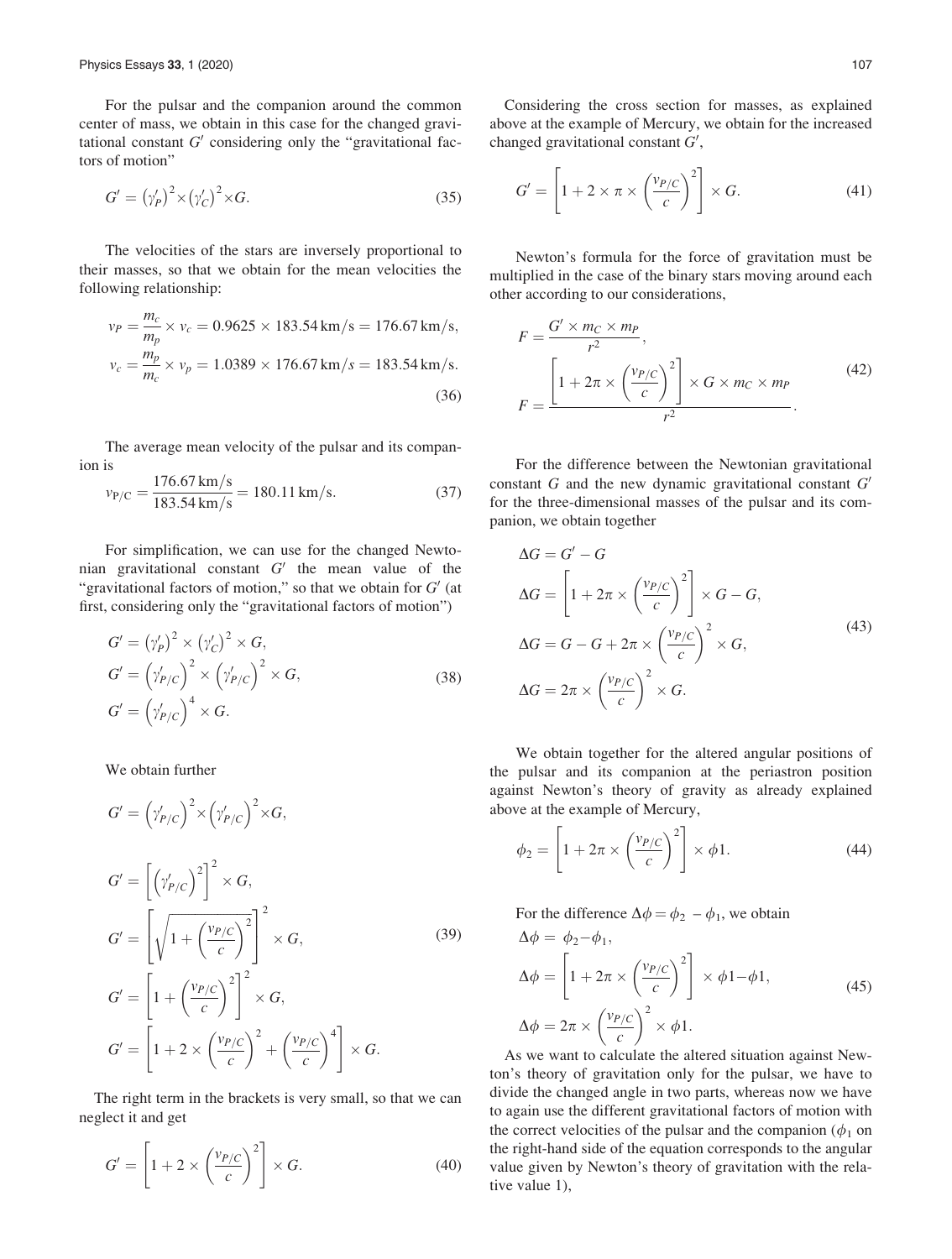For the pulsar and the companion around the common center of mass, we obtain in this case for the changed gravitational constant $G'$ considering only the "gravitational factors of motion"

$$G' = (\gamma'_P)^2 \times (\gamma'_C)^2 \times G. \tag{35}$$

The velocities of the stars are inversely proportional to their masses, so that we obtain for the mean velocities the following relationship:

$$v_P = \frac{m_c}{m_p} \times v_c = 0.9625 \times 183.54\,\text{km/s} = 176.67\,\text{km/s},$$
$$v_c = \frac{m_p}{m_c} \times v_p = 1.0389 \times 176.67\,\text{km/}s = 183.54\,\text{km/s}. \tag{36}$$

The average mean velocity of the pulsar and its companion is

$$v_{\text{P/C}} = \frac{176.67\,\text{km/s}}{183.54\,\text{km/s}} = 180.11\,\text{km/s}. \tag{37}$$

For simplification, we can use for the changed Newtonian gravitational constant $G'$ the mean value of the "gravitational factors of motion," so that we obtain for $G'$ (at first, considering only the "gravitational factors of motion")

$$G' = (\gamma'_P)^2 \times (\gamma'_C)^2 \times G,$$
$$G' = \left(\gamma'_{P/C}\right)^2 \times \left(\gamma'_{P/C}\right)^2 \times G, \tag{38}$$
$$G' = \left(\gamma'_{P/C}\right)^4 \times G.$$

We obtain further

$$G' = \left(\gamma'_{P/C}\right)^2 \times \left(\gamma'_{P/C}\right)^2 \times G,$$

$$G' = \left[\left(\gamma'_{P/C}\right)^2\right]^2 \times G,$$
$$G' = \left[\sqrt{1 + \left(\frac{v_{P/C}}{c}\right)^2}\right]^2 \times G, \tag{39}$$
$$G' = \left[1 + \left(\frac{v_{P/C}}{c}\right)^2\right]^2 \times G,$$
$$G' = \left[1 + 2 \times \left(\frac{v_{P/C}}{c}\right)^2 + \left(\frac{v_{P/C}}{c}\right)^4\right] \times G.$$

The right term in the brackets is very small, so that we can neglect it and get

$$G' = \left[1 + 2 \times \left(\frac{v_{P/C}}{c}\right)^2\right] \times G. \tag{40}$$

Considering the cross section for masses, as explained above at the example of Mercury, we obtain for the increased changed gravitational constant $G'$,

$$G' = \left[1 + 2 \times \pi \times \left(\frac{v_{P/C}}{c}\right)^2\right] \times G. \tag{41}$$

Newton's formula for the force of gravitation must be multiplied in the case of the binary stars moving around each other according to our considerations,

$$F = \frac{G' \times m_C \times m_P}{r^2},$$
$$F = \frac{\left[1 + 2\pi \times \left(\frac{v_{P/C}}{c}\right)^2\right] \times G \times m_C \times m_P}{r^2}. \tag{42}$$

For the difference between the Newtonian gravitational constant $G$ and the new dynamic gravitational constant $G'$ for the three-dimensional masses of the pulsar and its companion, we obtain together

$$\Delta G = G' - G$$
$$\Delta G = \left[1 + 2\pi \times \left(\frac{v_{P/C}}{c}\right)^2\right] \times G - G,$$
$$\Delta G = G - G + 2\pi \times \left(\frac{v_{P/C}}{c}\right)^2 \times G, \tag{43}$$
$$\Delta G = 2\pi \times \left(\frac{v_{P/C}}{c}\right)^2 \times G.$$

We obtain together for the altered angular positions of the pulsar and its companion at the periastron position against Newton's theory of gravity as already explained above at the example of Mercury,

$$\phi_2 = \left[1 + 2\pi \times \left(\frac{v_{P/C}}{c}\right)^2\right] \times \phi 1. \tag{44}$$

For the difference $\Delta\phi = \phi_2 - \phi_1$, we obtain

$$\Delta\phi = \phi_2 - \phi_1,$$
$$\Delta\phi = \left[1 + 2\pi \times \left(\frac{v_{P/C}}{c}\right)^2\right] \times \phi 1 - \phi 1, \tag{45}$$
$$\Delta\phi = 2\pi \times \left(\frac{v_{P/C}}{c}\right)^2 \times \phi 1.$$

As we want to calculate the altered situation against Newton's theory of gravitation only for the pulsar, we have to divide the changed angle in two parts, whereas now we have to again use the different gravitational factors of motion with the correct velocities of the pulsar and the companion ($\phi_1$ on the right-hand side of the equation corresponds to the angular value given by Newton's theory of gravitation with the relative value 1),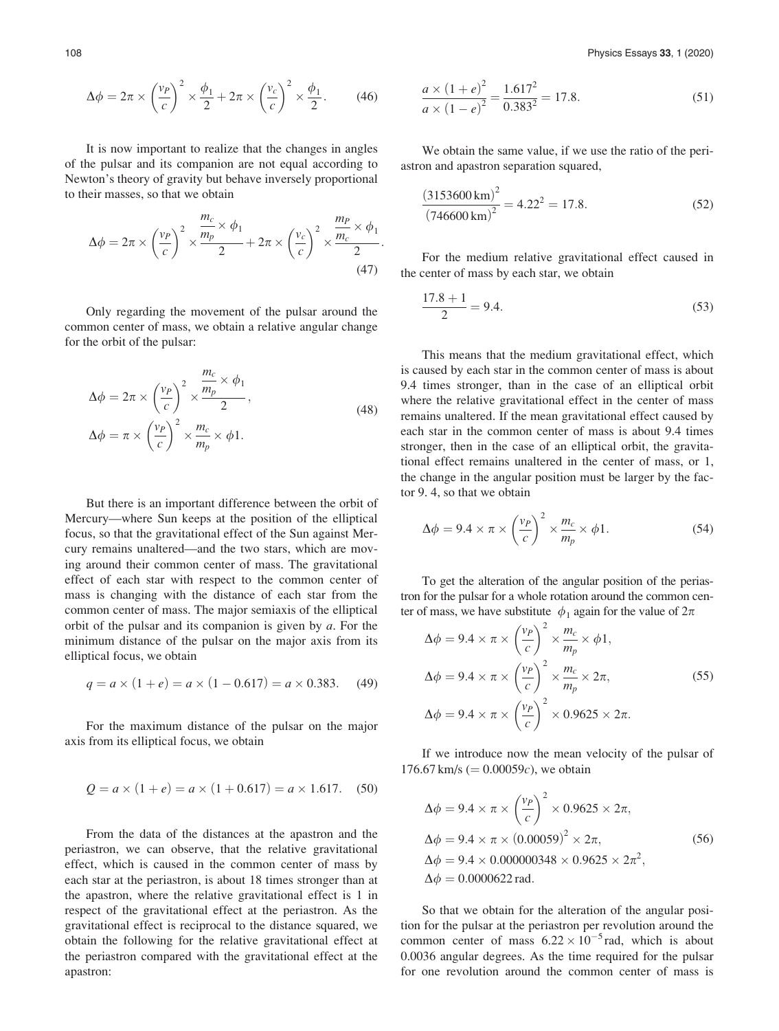$$\Delta\phi = 2\pi \times \left(\frac{v_P}{c}\right)^2 \times \frac{\phi_1}{2} + 2\pi \times \left(\frac{v_c}{c}\right)^2 \times \frac{\phi_1}{2}. \tag{46}$$

It is now important to realize that the changes in angles of the pulsar and its companion are not equal according to Newton's theory of gravity but behave inversely proportional to their masses, so that we obtain

$$\Delta\phi = 2\pi \times \left(\frac{v_P}{c}\right)^2 \times \frac{\frac{m_c}{m_p} \times \phi_1}{2} + 2\pi \times \left(\frac{v_c}{c}\right)^2 \times \frac{\frac{m_P}{m_c} \times \phi_1}{2}. \tag{47}$$

Only regarding the movement of the pulsar around the common center of mass, we obtain a relative angular change for the orbit of the pulsar:

$$\Delta\phi = 2\pi \times \left(\frac{v_P}{c}\right)^2 \times \frac{\frac{m_c}{m_p} \times \phi_1}{2},$$
$$\Delta\phi = \pi \times \left(\frac{v_P}{c}\right)^2 \times \frac{m_c}{m_p} \times \phi 1. \tag{48}$$

But there is an important difference between the orbit of Mercury—where Sun keeps at the position of the elliptical focus, so that the gravitational effect of the Sun against Mercury remains unaltered—and the two stars, which are moving around their common center of mass. The gravitational effect of each star with respect to the common center of mass is changing with the distance of each star from the common center of mass. The major semiaxis of the elliptical orbit of the pulsar and its companion is given by $a$. For the minimum distance of the pulsar on the major axis from its elliptical focus, we obtain

$$q = a \times (1 + e) = a \times (1 - 0.617) = a \times 0.383. \tag{49}$$

For the maximum distance of the pulsar on the major axis from its elliptical focus, we obtain

$$Q = a \times (1 + e) = a \times (1 + 0.617) = a \times 1.617. \tag{50}$$

From the data of the distances at the apastron and the periastron, we can observe, that the relative gravitational effect, which is caused in the common center of mass by each star at the periastron, is about 18 times stronger than at the apastron, where the relative gravitational effect is 1 in respect of the gravitational effect at the periastron. As the gravitational effect is reciprocal to the distance squared, we obtain the following for the relative gravitational effect at the periastron compared with the gravitational effect at the apastron:

$$\frac{a \times (1 + e)^2}{a \times (1 - e)^2} = \frac{1.617^2}{0.383^2} = 17.8. \tag{51}$$

We obtain the same value, if we use the ratio of the periastron and apastron separation squared,

$$\frac{(3153600\,\text{km})^2}{(746600\,\text{km})^2} = 4.22^2 = 17.8. \tag{52}$$

For the medium relative gravitational effect caused in the center of mass by each star, we obtain

$$\frac{17.8 + 1}{2} = 9.4. \tag{53}$$

This means that the medium gravitational effect, which is caused by each star in the common center of mass is about 9.4 times stronger, than in the case of an elliptical orbit where the relative gravitational effect in the center of mass remains unaltered. If the mean gravitational effect caused by each star in the common center of mass is about 9.4 times stronger, then in the case of an elliptical orbit, the gravitational effect remains unaltered in the center of mass, or 1, the change in the angular position must be larger by the factor 9. 4, so that we obtain

$$\Delta\phi = 9.4 \times \pi \times \left(\frac{v_P}{c}\right)^2 \times \frac{m_c}{m_p} \times \phi 1. \tag{54}$$

To get the alteration of the angular position of the periastron for the pulsar for a whole rotation around the common center of mass, we have substitute $\phi_1$ again for the value of $2\pi$

$$\Delta\phi = 9.4 \times \pi \times \left(\frac{v_P}{c}\right)^2 \times \frac{m_c}{m_p} \times \phi 1,$$
$$\Delta\phi = 9.4 \times \pi \times \left(\frac{v_P}{c}\right)^2 \times \frac{m_c}{m_p} \times 2\pi, \tag{55}$$
$$\Delta\phi = 9.4 \times \pi \times \left(\frac{v_P}{c}\right)^2 \times 0.9625 \times 2\pi.$$

If we introduce now the mean velocity of the pulsar of 176.67 km/s ($= 0.00059c$), we obtain

$$\Delta\phi = 9.4 \times \pi \times \left(\frac{v_P}{c}\right)^2 \times 0.9625 \times 2\pi,$$
$$\Delta\phi = 9.4 \times \pi \times (0.00059)^2 \times 2\pi, \tag{56}$$
$$\Delta\phi = 9.4 \times 0.000000348 \times 0.9625 \times 2\pi^2,$$
$$\Delta\phi = 0.0000622\,\text{rad}.$$

So that we obtain for the alteration of the angular position for the pulsar at the periastron per revolution around the common center of mass $6.22 \times 10^{-5}$ rad, which is about 0.0036 angular degrees. As the time required for the pulsar for one revolution around the common center of mass is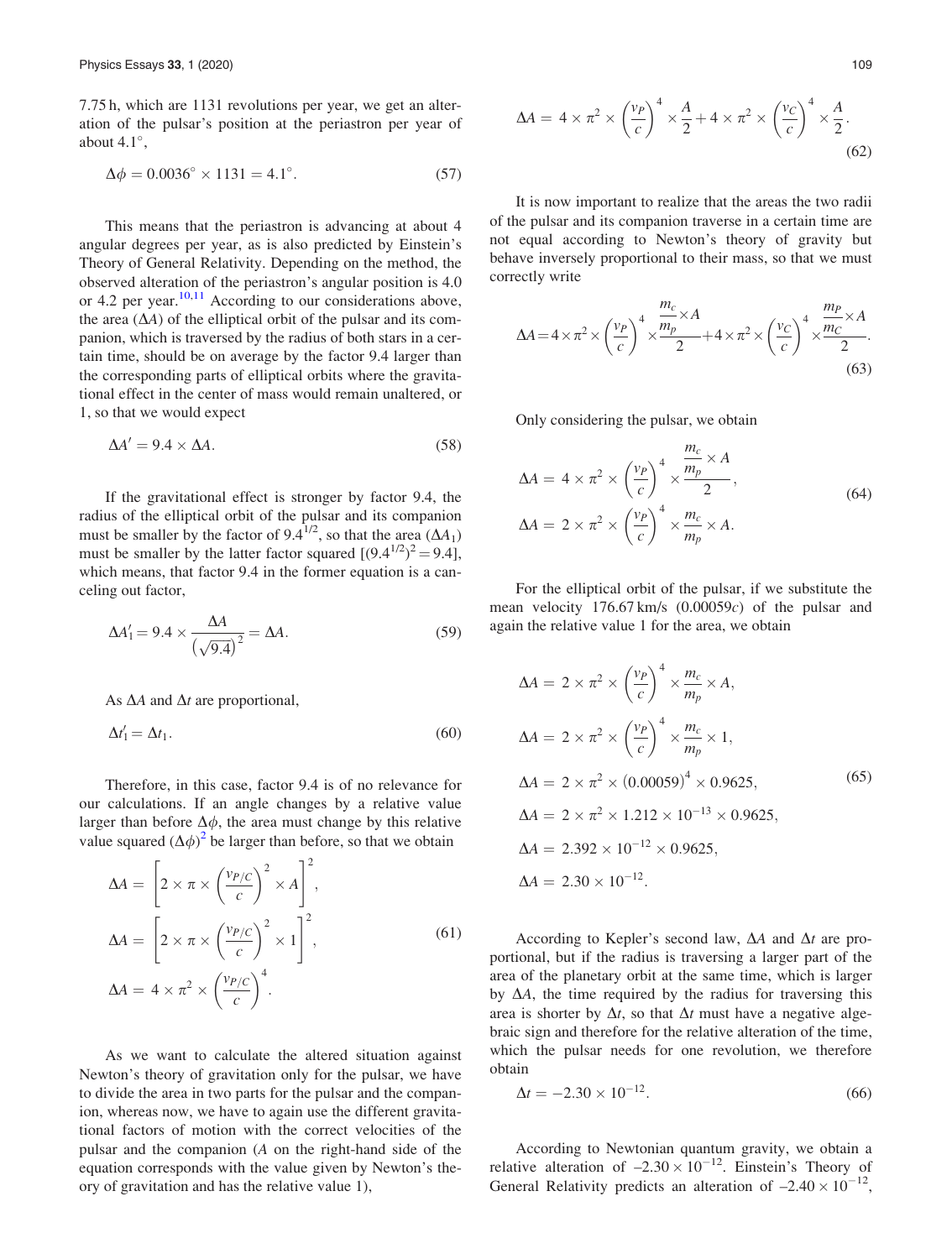7.75 h, which are 1131 revolutions per year, we get an alteration of the pulsar's position at the periastron per year of about 4.1°,

$$\Delta\phi = 0.0036^{\circ} \times 1131 = 4.1^{\circ}. \tag{57}$$

This means that the periastron is advancing at about 4 angular degrees per year, as is also predicted by Einstein's Theory of General Relativity. Depending on the method, the observed alteration of the periastron's angular position is 4.0 or 4.2 per year.[10,11] According to our considerations above, the area ($\Delta A$) of the elliptical orbit of the pulsar and its companion, which is traversed by the radius of both stars in a certain time, should be on average by the factor 9.4 larger than the corresponding parts of elliptical orbits where the gravitational effect in the center of mass would remain unaltered, or 1, so that we would expect

$$\Delta A' = 9.4 \times \Delta A. \tag{58}$$

If the gravitational effect is stronger by factor 9.4, the radius of the elliptical orbit of the pulsar and its companion must be smaller by the factor of $9.4^{1/2}$, so that the area ($\Delta A_1$) must be smaller by the latter factor squared $[(9.4^{1/2})^2 = 9.4]$, which means, that factor 9.4 in the former equation is a canceling out factor,

$$\Delta A_1' = 9.4 \times \frac{\Delta A}{\left(\sqrt{9.4}\right)^2} = \Delta A. \tag{59}$$

As $\Delta A$ and $\Delta t$ are proportional,

$$\Delta t_1' = \Delta t_1. \tag{60}$$

Therefore, in this case, factor 9.4 is of no relevance for our calculations. If an angle changes by a relative value larger than before $\Delta\phi$, the area must change by this relative value squared $(\Delta\phi)^2$ be larger than before, so that we obtain

$$\begin{aligned}
\Delta A &= \left[2 \times \pi \times \left(\frac{v_{P/C}}{c}\right)^2 \times A\right]^2, \\
\Delta A &= \left[2 \times \pi \times \left(\frac{v_{P/C}}{c}\right)^2 \times 1\right]^2, \\
\Delta A &= 4 \times \pi^2 \times \left(\frac{v_{P/C}}{c}\right)^4.
\end{aligned} \tag{61}$$

As we want to calculate the altered situation against Newton's theory of gravitation only for the pulsar, we have to divide the area in two parts for the pulsar and the companion, whereas now, we have to again use the different gravitational factors of motion with the correct velocities of the pulsar and the companion ($A$ on the right-hand side of the equation corresponds with the value given by Newton's theory of gravitation and has the relative value 1),

$$\Delta A = 4 \times \pi^2 \times \left(\frac{v_P}{c}\right)^4 \times \frac{A}{2} + 4 \times \pi^2 \times \left(\frac{v_C}{c}\right)^4 \times \frac{A}{2}. \tag{62}$$

It is now important to realize that the areas the two radii of the pulsar and its companion traverse in a certain time are not equal according to Newton's theory of gravity but behave inversely proportional to their mass, so that we must correctly write

$$\Delta A = 4 \times \pi^2 \times \left(\frac{v_P}{c}\right)^4 \times \frac{\frac{m_c}{m_p} \times A}{2} + 4 \times \pi^2 \times \left(\frac{v_C}{c}\right)^4 \times \frac{\frac{m_P}{m_C} \times A}{2}. \tag{63}$$

Only considering the pulsar, we obtain

$$\begin{aligned}
\Delta A &= 4 \times \pi^2 \times \left(\frac{v_P}{c}\right)^4 \times \frac{\frac{m_c}{m_p} \times A}{2}, \\
\Delta A &= 2 \times \pi^2 \times \left(\frac{v_P}{c}\right)^4 \times \frac{m_c}{m_p} \times A.
\end{aligned} \tag{64}$$

For the elliptical orbit of the pulsar, if we substitute the mean velocity 176.67 km/s ($0.00059c$) of the pulsar and again the relative value 1 for the area, we obtain

$$\begin{aligned}
\Delta A &= 2 \times \pi^2 \times \left(\frac{v_P}{c}\right)^4 \times \frac{m_c}{m_p} \times A, \\
\Delta A &= 2 \times \pi^2 \times \left(\frac{v_P}{c}\right)^4 \times \frac{m_c}{m_p} \times 1, \\
\Delta A &= 2 \times \pi^2 \times (0.00059)^4 \times 0.9625, \\
\Delta A &= 2 \times \pi^2 \times 1.212 \times 10^{-13} \times 0.9625, \\
\Delta A &= 2.392 \times 10^{-12} \times 0.9625, \\
\Delta A &= 2.30 \times 10^{-12}.
\end{aligned} \tag{65}$$

According to Kepler's second law, $\Delta A$ and $\Delta t$ are proportional, but if the radius is traversing a larger part of the area of the planetary orbit at the same time, which is larger by $\Delta A$, the time required by the radius for traversing this area is shorter by $\Delta t$, so that $\Delta t$ must have a negative algebraic sign and therefore for the relative alteration of the time, which the pulsar needs for one revolution, we therefore obtain

$$\Delta t = -2.30 \times 10^{-12}. \tag{66}$$

According to Newtonian quantum gravity, we obtain a relative alteration of $-2.30 \times 10^{-12}$. Einstein's Theory of General Relativity predicts an alteration of $-2.40 \times 10^{-12}$,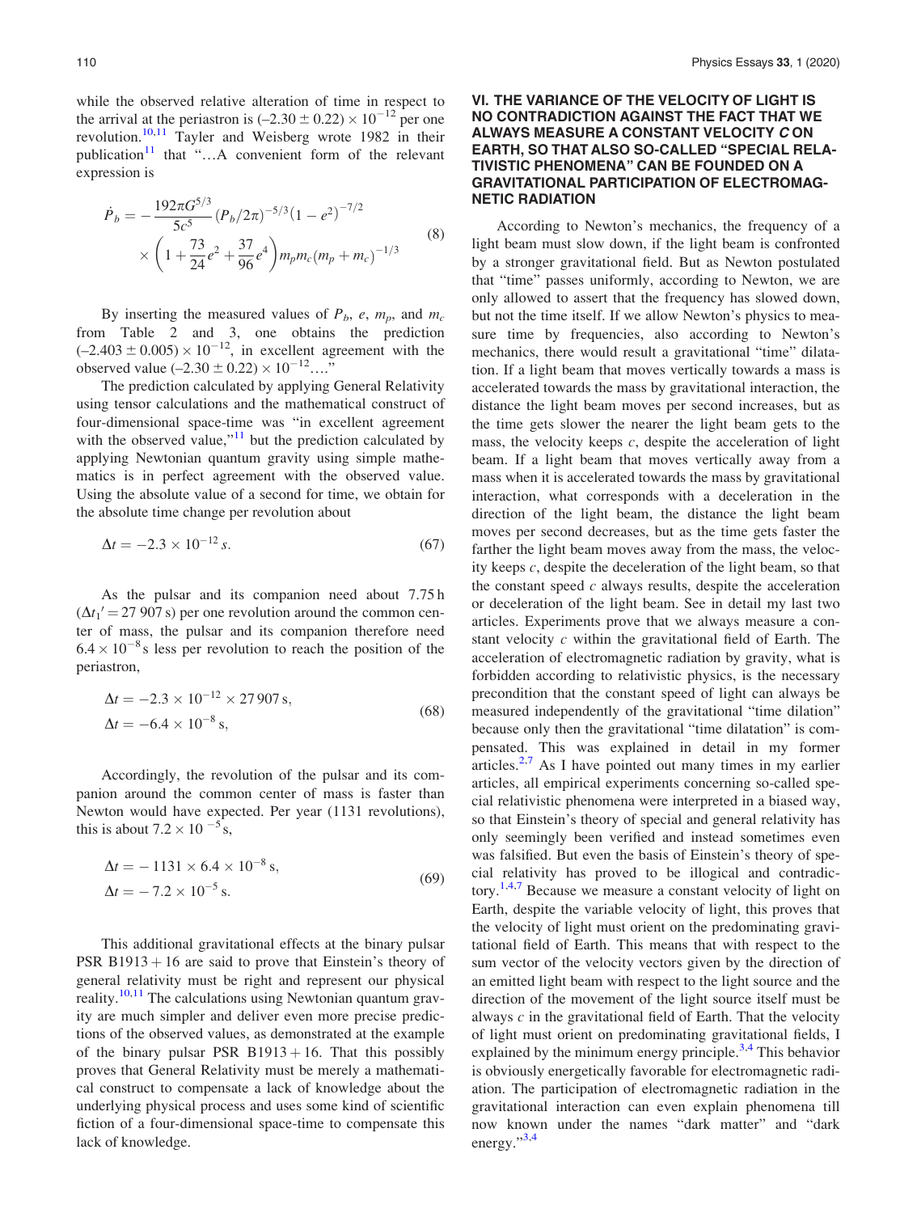while the observed relative alteration of time in respect to the arrival at the periastron is $(-2.30 \pm 0.22) \times 10^{-12}$ per one revolution.[10,11] Tayler and Weisberg wrote 1982 in their publication[11] that "…A convenient form of the relevant expression is

$$\dot{P}_b = -\frac{192\pi G^{5/3}}{5c^5}(P_b/2\pi)^{-5/3}(1-e^2)^{-7/2} \times \left(1 + \frac{73}{24}e^2 + \frac{37}{96}e^4\right) m_p m_c (m_p + m_c)^{-1/3} \tag{8}$$

By inserting the measured values of $P_b$, $e$, $m_p$, and $m_c$ from Table 2 and 3, one obtains the prediction $(-2.403 \pm 0.005) \times 10^{-12}$, in excellent agreement with the observed value $(-2.30 \pm 0.22) \times 10^{-12}$…."

The prediction calculated by applying General Relativity using tensor calculations and the mathematical construct of four-dimensional space-time was "in excellent agreement with the observed value,"[11] but the prediction calculated by applying Newtonian quantum gravity using simple mathematics is in perfect agreement with the observed value. Using the absolute value of a second for time, we obtain for the absolute time change per revolution about

$$\Delta t = -2.3 \times 10^{-12}\, s. \tag{67}$$

As the pulsar and its companion need about 7.75 h ($\Delta t_1{}' = 27\,907$ s) per one revolution around the common center of mass, the pulsar and its companion therefore need $6.4 \times 10^{-8}$ s less per revolution to reach the position of the periastron,

$$\begin{aligned} \Delta t &= -2.3 \times 10^{-12} \times 27\,907\,\text{s}, \\ \Delta t &= -6.4 \times 10^{-8}\,\text{s}, \end{aligned} \tag{68}$$

Accordingly, the revolution of the pulsar and its companion around the common center of mass is faster than Newton would have expected. Per year (1131 revolutions), this is about $7.2 \times 10^{-5}$ s,

$$\begin{aligned} \Delta t &= -1131 \times 6.4 \times 10^{-8}\,\text{s}, \\ \Delta t &= -7.2 \times 10^{-5}\,\text{s}. \end{aligned} \tag{69}$$

This additional gravitational effects at the binary pulsar PSR B1913 + 16 are said to prove that Einstein's theory of general relativity must be right and represent our physical reality.[10,11] The calculations using Newtonian quantum gravity are much simpler and deliver even more precise predictions of the observed values, as demonstrated at the example of the binary pulsar PSR B1913 + 16. That this possibly proves that General Relativity must be merely a mathematical construct to compensate a lack of knowledge about the underlying physical process and uses some kind of scientific fiction of a four-dimensional space-time to compensate this lack of knowledge.

## VI. THE VARIANCE OF THE VELOCITY OF LIGHT IS NO CONTRADICTION AGAINST THE FACT THAT WE ALWAYS MEASURE A CONSTANT VELOCITY *C* ON EARTH, SO THAT ALSO SO-CALLED "SPECIAL RELATIVISTIC PHENOMENA" CAN BE FOUNDED ON A GRAVITATIONAL PARTICIPATION OF ELECTROMAGNETIC RADIATION

According to Newton's mechanics, the frequency of a light beam must slow down, if the light beam is confronted by a stronger gravitational field. But as Newton postulated that "time" passes uniformly, according to Newton, we are only allowed to assert that the frequency has slowed down, but not the time itself. If we allow Newton's physics to measure time by frequencies, also according to Newton's mechanics, there would result a gravitational "time" dilatation. If a light beam that moves vertically towards a mass is accelerated towards the mass by gravitational interaction, the distance the light beam moves per second increases, but as the time gets slower the nearer the light beam gets to the mass, the velocity keeps $c$, despite the acceleration of light beam. If a light beam that moves vertically away from a mass when it is accelerated towards the mass by gravitational interaction, what corresponds with a deceleration in the direction of the light beam, the distance the light beam moves per second decreases, but as the time gets faster the farther the light beam moves away from the mass, the velocity keeps $c$, despite the deceleration of the light beam, so that the constant speed $c$ always results, despite the acceleration or deceleration of the light beam. See in detail my last two articles. Experiments prove that we always measure a constant velocity $c$ within the gravitational field of Earth. The acceleration of electromagnetic radiation by gravity, what is forbidden according to relativistic physics, is the necessary precondition that the constant speed of light can always be measured independently of the gravitational "time dilation" because only then the gravitational "time dilatation" is compensated. This was explained in detail in my former articles.[2,7] As I have pointed out many times in my earlier articles, all empirical experiments concerning so-called special relativistic phenomena were interpreted in a biased way, so that Einstein's theory of special and general relativity has only seemingly been verified and instead sometimes even was falsified. But even the basis of Einstein's theory of special relativity has proved to be illogical and contradictory.[1,4,7] Because we measure a constant velocity of light on Earth, despite the variable velocity of light, this proves that the velocity of light must orient on the predominating gravitational field of Earth. This means that with respect to the sum vector of the velocity vectors given by the direction of an emitted light beam with respect to the light source and the direction of the movement of the light source itself must be always $c$ in the gravitational field of Earth. That the velocity of light must orient on predominating gravitational fields, I explained by the minimum energy principle.[3,4] This behavior is obviously energetically favorable for electromagnetic radiation. The participation of electromagnetic radiation in the gravitational interaction can even explain phenomena till now known under the names "dark matter" and "dark energy."[3,4]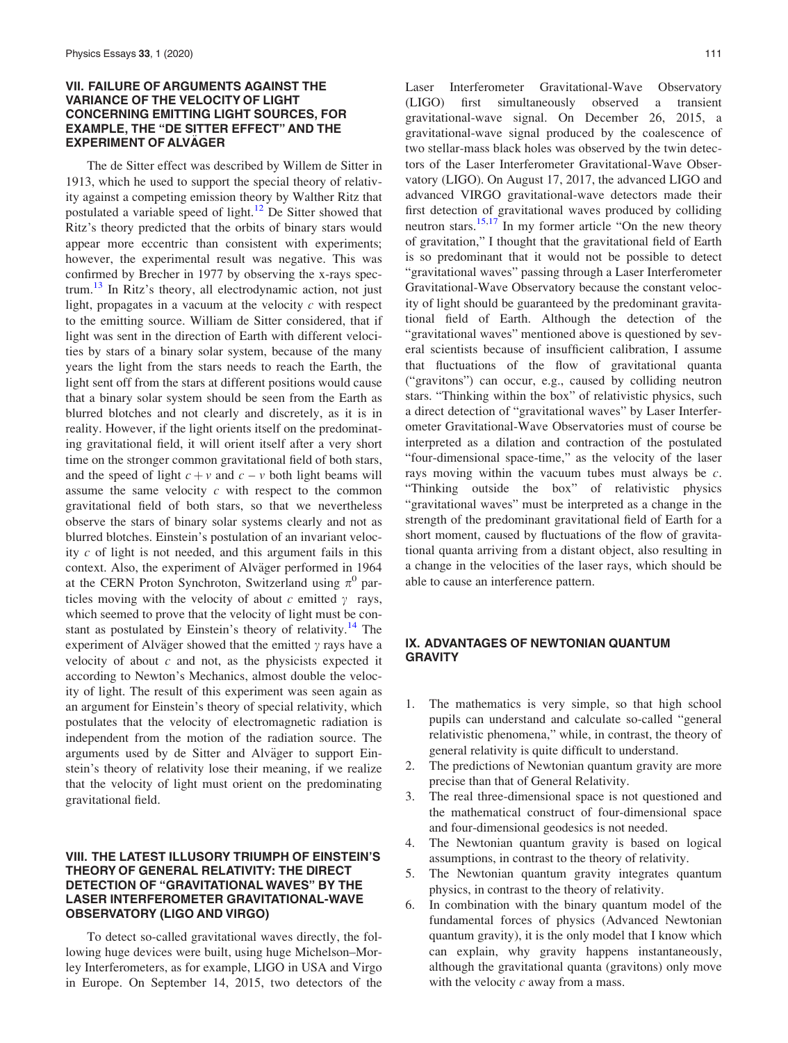## VII. FAILURE OF ARGUMENTS AGAINST THE VARIANCE OF THE VELOCITY OF LIGHT CONCERNING EMITTING LIGHT SOURCES, FOR EXAMPLE, THE "DE SITTER EFFECT" AND THE EXPERIMENT OF ALVÄGER

The de Sitter effect was described by Willem de Sitter in 1913, which he used to support the special theory of relativity against a competing emission theory by Walther Ritz that postulated a variable speed of light.[12] De Sitter showed that Ritz's theory predicted that the orbits of binary stars would appear more eccentric than consistent with experiments; however, the experimental result was negative. This was confirmed by Brecher in 1977 by observing the x-rays spectrum.[13] In Ritz's theory, all electrodynamic action, not just light, propagates in a vacuum at the velocity $c$ with respect to the emitting source. William de Sitter considered, that if light was sent in the direction of Earth with different velocities by stars of a binary solar system, because of the many years the light from the stars needs to reach the Earth, the light sent off from the stars at different positions would cause that a binary solar system should be seen from the Earth as blurred blotches and not clearly and discretely, as it is in reality. However, if the light orients itself on the predominating gravitational field, it will orient itself after a very short time on the stronger common gravitational field of both stars, and the speed of light $c + v$ and $c - v$ both light beams will assume the same velocity $c$ with respect to the common gravitational field of both stars, so that we nevertheless observe the stars of binary solar systems clearly and not as blurred blotches. Einstein's postulation of an invariant velocity $c$ of light is not needed, and this argument fails in this context. Also, the experiment of Alväger performed in 1964 at the CERN Proton Synchrotron, Switzerland using $\pi^0$ particles moving with the velocity of about $c$ emitted $\gamma$ rays, which seemed to prove that the velocity of light must be constant as postulated by Einstein's theory of relativity.[14] The experiment of Alväger showed that the emitted $\gamma$ rays have a velocity of about $c$ and not, as the physicists expected it according to Newton's Mechanics, almost double the velocity of light. The result of this experiment was seen again as an argument for Einstein's theory of special relativity, which postulates that the velocity of electromagnetic radiation is independent from the motion of the radiation source. The arguments used by de Sitter and Alväger to support Einstein's theory of relativity lose their meaning, if we realize that the velocity of light must orient on the predominating gravitational field.

## VIII. THE LATEST ILLUSORY TRIUMPH OF EINSTEIN'S THEORY OF GENERAL RELATIVITY: THE DIRECT DETECTION OF "GRAVITATIONAL WAVES" BY THE LASER INTERFEROMETER GRAVITATIONAL-WAVE OBSERVATORY (LIGO AND VIRGO)

To detect so-called gravitational waves directly, the following huge devices were built, using huge Michelson–Morley Interferometers, as for example, LIGO in USA and Virgo in Europe. On September 14, 2015, two detectors of the Laser Interferometer Gravitational-Wave Observatory (LIGO) first simultaneously observed a transient gravitational-wave signal. On December 26, 2015, a gravitational-wave signal produced by the coalescence of two stellar-mass black holes was observed by the twin detectors of the Laser Interferometer Gravitational-Wave Observatory (LIGO). On August 17, 2017, the advanced LIGO and advanced VIRGO gravitational-wave detectors made their first detection of gravitational waves produced by colliding neutron stars.[15,17] In my former article "On the new theory of gravitation," I thought that the gravitational field of Earth is so predominant that it would not be possible to detect "gravitational waves" passing through a Laser Interferometer Gravitational-Wave Observatory because the constant velocity of light should be guaranteed by the predominant gravitational field of Earth. Although the detection of the "gravitational waves" mentioned above is questioned by several scientists because of insufficient calibration, I assume that fluctuations of the flow of gravitational quanta ("gravitons") can occur, e.g., caused by colliding neutron stars. "Thinking within the box" of relativistic physics, such a direct detection of "gravitational waves" by Laser Interferometer Gravitational-Wave Observatories must of course be interpreted as a dilation and contraction of the postulated "four-dimensional space-time," as the velocity of the laser rays moving within the vacuum tubes must always be $c$. "Thinking outside the box" of relativistic physics "gravitational waves" must be interpreted as a change in the strength of the predominant gravitational field of Earth for a short moment, caused by fluctuations of the flow of gravitational quanta arriving from a distant object, also resulting in a change in the velocities of the laser rays, which should be able to cause an interference pattern.

## IX. ADVANTAGES OF NEWTONIAN QUANTUM GRAVITY

1. The mathematics is very simple, so that high school pupils can understand and calculate so-called "general relativistic phenomena," while, in contrast, the theory of general relativity is quite difficult to understand.
2. The predictions of Newtonian quantum gravity are more precise than that of General Relativity.
3. The real three-dimensional space is not questioned and the mathematical construct of four-dimensional space and four-dimensional geodesics is not needed.
4. The Newtonian quantum gravity is based on logical assumptions, in contrast to the theory of relativity.
5. The Newtonian quantum gravity integrates quantum physics, in contrast to the theory of relativity.
6. In combination with the binary quantum model of the fundamental forces of physics (Advanced Newtonian quantum gravity), it is the only model that I know which can explain, why gravity happens instantaneously, although the gravitational quanta (gravitons) only move with the velocity $c$ away from a mass.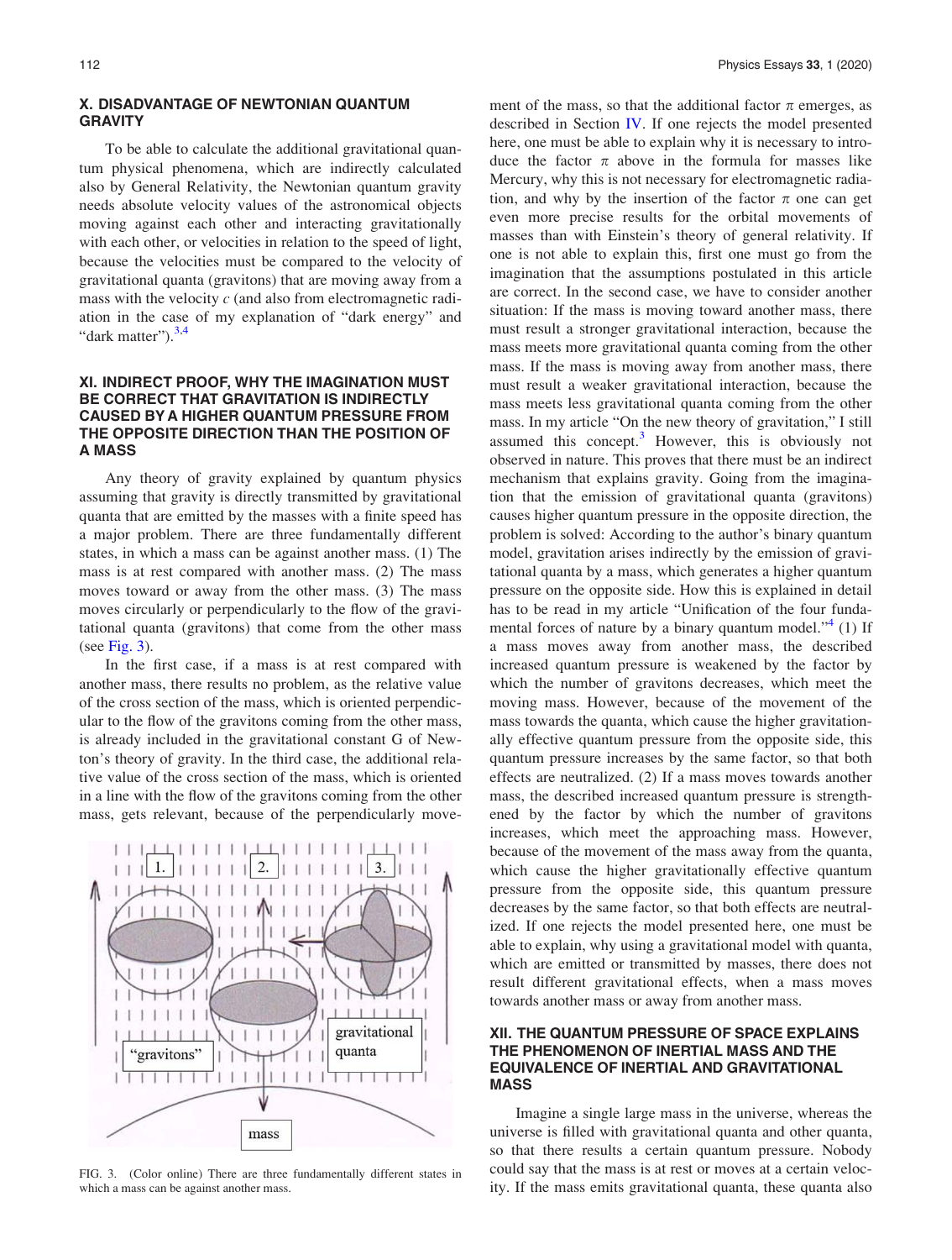## X. DISADVANTAGE OF NEWTONIAN QUANTUM GRAVITY

To be able to calculate the additional gravitational quantum physical phenomena, which are indirectly calculated also by General Relativity, the Newtonian quantum gravity needs absolute velocity values of the astronomical objects moving against each other and interacting gravitationally with each other, or velocities in relation to the speed of light, because the velocities must be compared to the velocity of gravitational quanta (gravitons) that are moving away from a mass with the velocity $c$ (and also from electromagnetic radiation in the case of my explanation of "dark energy" and "dark matter").[3,4]

## XI. INDIRECT PROOF, WHY THE IMAGINATION MUST BE CORRECT THAT GRAVITATION IS INDIRECTLY CAUSED BY A HIGHER QUANTUM PRESSURE FROM THE OPPOSITE DIRECTION THAN THE POSITION OF A MASS

Any theory of gravity explained by quantum physics assuming that gravity is directly transmitted by gravitational quanta that are emitted by the masses with a finite speed has a major problem. There are three fundamentally different states, in which a mass can be against another mass. (1) The mass is at rest compared with another mass. (2) The mass moves toward or away from the other mass. (3) The mass moves circularly or perpendicularly to the flow of the gravitational quanta (gravitons) that come from the other mass (see Fig. 3).

In the first case, if a mass is at rest compared with another mass, there results no problem, as the relative value of the cross section of the mass, which is oriented perpendicular to the flow of the gravitons coming from the other mass, is already included in the gravitational constant G of Newton's theory of gravity. In the third case, the additional relative value of the cross section of the mass, which is oriented in a line with the flow of the gravitons coming from the other mass, gets relevant, because of the perpendicularly movement of the mass, so that the additional factor $\pi$ emerges, as described in Section IV. If one rejects the model presented here, one must be able to explain why it is necessary to introduce the factor $\pi$ above in the formula for masses like Mercury, why this is not necessary for electromagnetic radiation, and why by the insertion of the factor $\pi$ one can get even more precise results for the orbital movements of masses than with Einstein's theory of general relativity. If one is not able to explain this, first one must go from the imagination that the assumptions postulated in this article are correct. In the second case, we have to consider another situation: If the mass is moving toward another mass, there must result a stronger gravitational interaction, because the mass meets more gravitational quanta coming from the other mass. If the mass is moving away from another mass, there must result a weaker gravitational interaction, because the mass meets less gravitational quanta coming from the other mass. In my article "On the new theory of gravitation," I still assumed this concept.[3] However, this is obviously not observed in nature. This proves that there must be an indirect mechanism that explains gravity. Going from the imagination that the emission of gravitational quanta (gravitons) causes higher quantum pressure in the opposite direction, the problem is solved: According to the author's binary quantum model, gravitation arises indirectly by the emission of gravitational quanta by a mass, which generates a higher quantum pressure on the opposite side. How this is explained in detail has to be read in my article "Unification of the four fundamental forces of nature by a binary quantum model."[4] (1) If a mass moves away from another mass, the described increased quantum pressure is weakened by the factor by which the number of gravitons decreases, which meet the moving mass. However, because of the movement of the mass towards the quanta, which cause the higher gravitationally effective quantum pressure from the opposite side, this quantum pressure increases by the same factor, so that both effects are neutralized. (2) If a mass moves towards another mass, the described increased quantum pressure is strengthened by the factor by which the number of gravitons increases, which meet the approaching mass. However, because of the movement of the mass away from the quanta, which cause the higher gravitationally effective quantum pressure from the opposite side, this quantum pressure decreases by the same factor, so that both effects are neutralized. If one rejects the model presented here, one must be able to explain, why using a gravitational model with quanta, which are emitted or transmitted by masses, there does not result different gravitational effects, when a mass moves towards another mass or away from another mass.

FIG. 3. (Color online) There are three fundamentally different states in which a mass can be against another mass.

## XII. THE QUANTUM PRESSURE OF SPACE EXPLAINS THE PHENOMENON OF INERTIAL MASS AND THE EQUIVALENCE OF INERTIAL AND GRAVITATIONAL MASS

Imagine a single large mass in the universe, whereas the universe is filled with gravitational quanta and other quanta, so that there results a certain quantum pressure. Nobody could say that the mass is at rest or moves at a certain velocity. If the mass emits gravitational quanta, these quanta also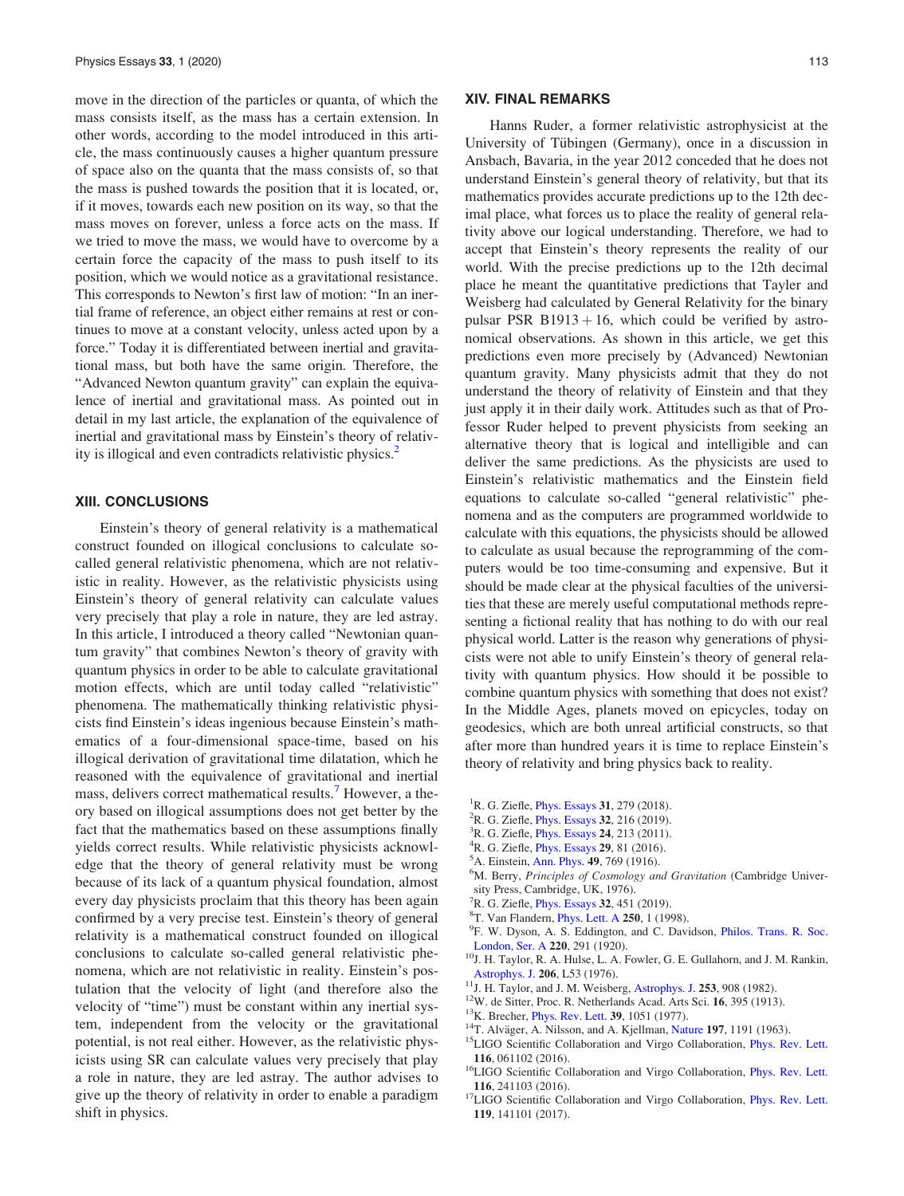move in the direction of the particles or quanta, of which the mass consists itself, as the mass has a certain extension. In other words, according to the model introduced in this article, the mass continuously causes a higher quantum pressure of space also on the quanta that the mass consists of, so that the mass is pushed towards the position that it is located, or, if it moves, towards each new position on its way, so that the mass moves on forever, unless a force acts on the mass. If we tried to move the mass, we would have to overcome by a certain force the capacity of the mass to push itself to its position, which we would notice as a gravitational resistance. This corresponds to Newton's first law of motion: "In an inertial frame of reference, an object either remains at rest or continues to move at a constant velocity, unless acted upon by a force." Today it is differentiated between inertial and gravitational mass, but both have the same origin. Therefore, the "Advanced Newton quantum gravity" can explain the equivalence of inertial and gravitational mass. As pointed out in detail in my last article, the explanation of the equivalence of inertial and gravitational mass by Einstein's theory of relativity is illogical and even contradicts relativistic physics.[2]

## XIII. CONCLUSIONS

Einstein's theory of general relativity is a mathematical construct founded on illogical conclusions to calculate so-called general relativistic phenomena, which are not relativistic in reality. However, as the relativistic physicists using Einstein's theory of general relativity can calculate values very precisely that play a role in nature, they are led astray. In this article, I introduced a theory called "Newtonian quantum gravity" that combines Newton's theory of gravity with quantum physics in order to be able to calculate gravitational motion effects, which are until today called "relativistic" phenomena. The mathematically thinking relativistic physicists find Einstein's ideas ingenious because Einstein's mathematics of a four-dimensional space-time, based on his illogical derivation of gravitational time dilatation, which he reasoned with the equivalence of gravitational and inertial mass, delivers correct mathematical results.[7] However, a theory based on illogical assumptions does not get better by the fact that the mathematics based on these assumptions finally yields correct results. While relativistic physicists acknowledge that the theory of general relativity must be wrong because of its lack of a quantum physical foundation, almost every day physicists proclaim that this theory has been again confirmed by a very precise test. Einstein's theory of general relativity is a mathematical construct founded on illogical conclusions to calculate so-called general relativistic phenomena, which are not relativistic in reality. Einstein's postulation that the velocity of light (and therefore also the velocity of "time") must be constant within any inertial system, independent from the velocity or the gravitational potential, is not real either. However, as the relativistic physicists using SR can calculate values very precisely that play a role in nature, they are led astray. The author advises to give up the theory of relativity in order to enable a paradigm shift in physics.

## XIV. FINAL REMARKS

Hanns Ruder, a former relativistic astrophysicist at the University of Tübingen (Germany), once in a discussion in Ansbach, Bavaria, in the year 2012 conceded that he does not understand Einstein's general theory of relativity, but that its mathematics provides accurate predictions up to the 12th decimal place, what forces us to place the reality of general relativity above our logical understanding. Therefore, we had to accept that Einstein's theory represents the reality of our world. With the precise predictions up to the 12th decimal place he meant the quantitative predictions that Tayler and Weisberg had calculated by General Relativity for the binary pulsar PSR B1913 + 16, which could be verified by astronomical observations. As shown in this article, we get this predictions even more precisely by (Advanced) Newtonian quantum gravity. Many physicists admit that they do not understand the theory of relativity of Einstein and that they just apply it in their daily work. Attitudes such as that of Professor Ruder helped to prevent physicists from seeking an alternative theory that is logical and intelligible and can deliver the same predictions. As the physicists are used to Einstein's relativistic mathematics and the Einstein field equations to calculate so-called "general relativistic" phenomena and as the computers are programmed worldwide to calculate with this equations, the physicists should be allowed to calculate as usual because the reprogramming of the computers would be too time-consuming and expensive. But it should be made clear at the physical faculties of the universities that these are merely useful computational methods representing a fictional reality that has nothing to do with our real physical world. Latter is the reason why generations of physicists were not able to unify Einstein's theory of general relativity with quantum physics. How should it be possible to combine quantum physics with something that does not exist? In the Middle Ages, planets moved on epicycles, today on geodesics, which are both unreal artificial constructs, so that after more than hundred years it is time to replace Einstein's theory of relativity and bring physics back to reality.

[1] R. G. Ziefle, Phys. Essays **31**, 279 (2018).
[2] R. G. Ziefle, Phys. Essays **32**, 216 (2019).
[3] R. G. Ziefle, Phys. Essays **24**, 213 (2011).
[4] R. G. Ziefle, Phys. Essays **29**, 81 (2016).
[5] A. Einstein, Ann. Phys. **49**, 769 (1916).
[6] M. Berry, *Principles of Cosmology and Gravitation* (Cambridge University Press, Cambridge, UK, 1976).
[7] R. G. Ziefle, Phys. Essays **32**, 451 (2019).
[8] T. Van Flandern, Phys. Lett. A **250**, 1 (1998).
[9] F. W. Dyson, A. S. Eddington, and C. Davidson, Philos. Trans. R. Soc. London, Ser. A **220**, 291 (1920).
[10] J. H. Taylor, R. A. Hulse, L. A. Fowler, G. E. Gullahorn, and J. M. Rankin, Astrophys. J. **206**, L53 (1976).
[11] J. H. Taylor, and J. M. Weisberg, Astrophys. J. **253**, 908 (1982).
[12] W. de Sitter, Proc. R. Netherlands Acad. Arts Sci. **16**, 395 (1913).
[13] K. Brecher, Phys. Rev. Lett. **39**, 1051 (1977).
[14] T. Alväger, A. Nilsson, and A. Kjellman, Nature **197**, 1191 (1963).
[15] LIGO Scientific Collaboration and Virgo Collaboration, Phys. Rev. Lett. **116**, 061102 (2016).
[16] LIGO Scientific Collaboration and Virgo Collaboration, Phys. Rev. Lett. **116**, 241103 (2016).
[17] LIGO Scientific Collaboration and Virgo Collaboration, Phys. Rev. Lett. **119**, 141101 (2017).